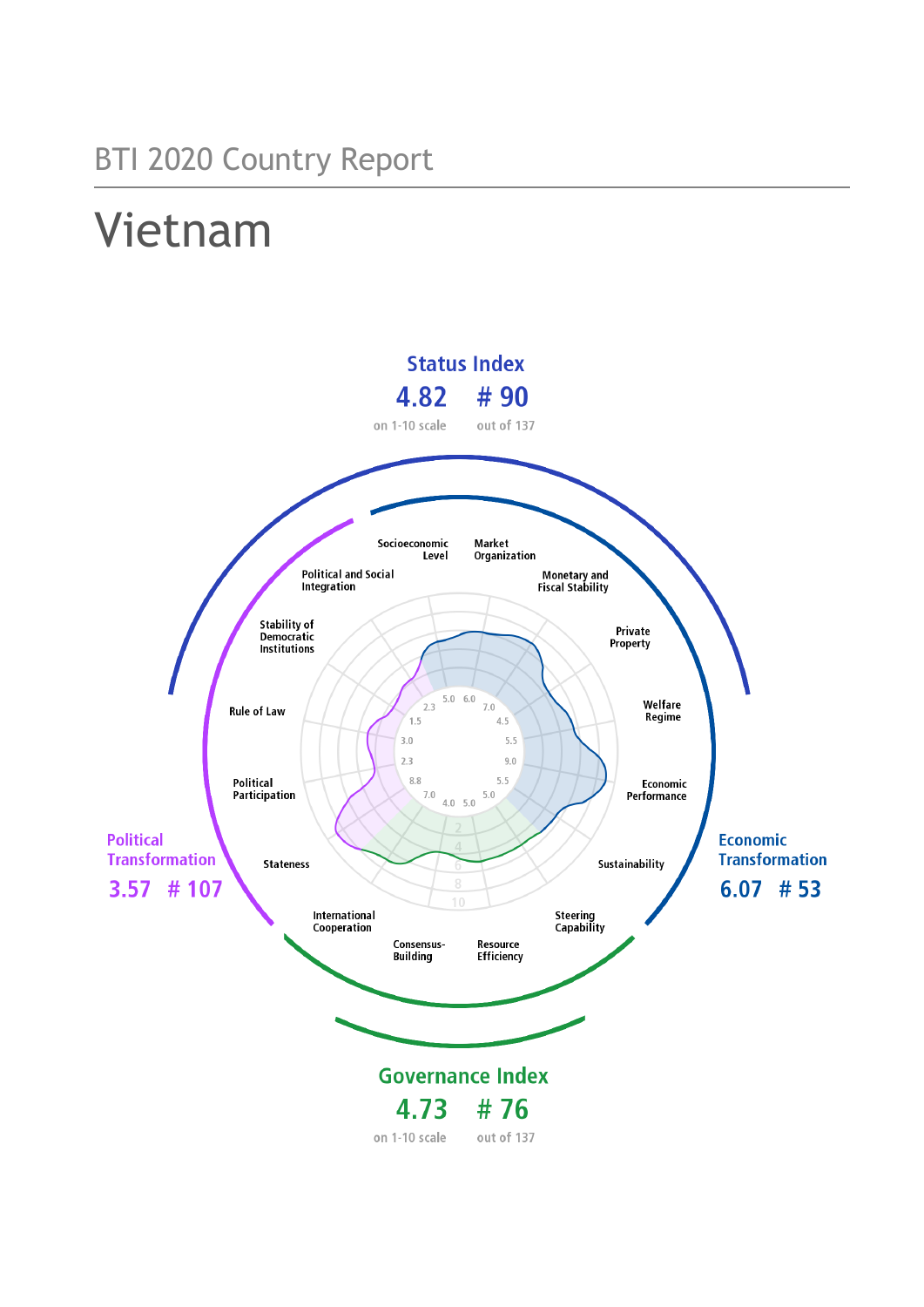BTI 2020 Country Report

# Vietnam

## Status Index

**4.82** on 1-10 scale

**# 90** out of 137

## Political Transformation

**3.57 # 107**

## Economic Transformation

**6.07 # 53**

## Governance Index

**4.73** on 1-10 scale

**# 76** out of 137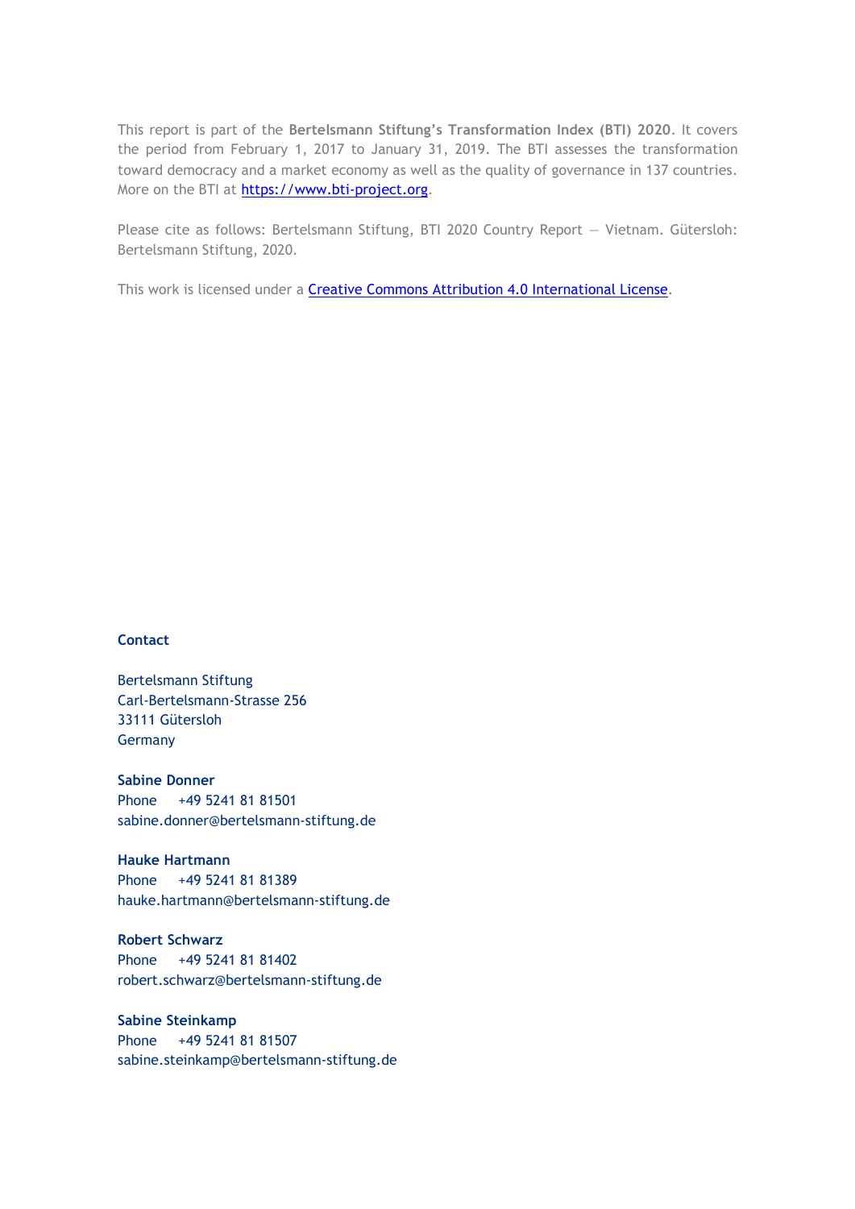This report is part of the **Bertelsmann Stiftung's Transformation Index (BTI) 2020**. It covers the period from February 1, 2017 to January 31, 2019. The BTI assesses the transformation toward democracy and a market economy as well as the quality of governance in 137 countries. More on the BTI at [https://www.bti-project.org](https://www.bti-project.org).

Please cite as follows: Bertelsmann Stiftung, BTI 2020 Country Report — Vietnam. Gütersloh: Bertelsmann Stiftung, 2020.

This work is licensed under a [Creative Commons Attribution 4.0 International License](https://creativecommons.org/licenses/by/4.0/).

**Contact**

Bertelsmann Stiftung
Carl-Bertelsmann-Strasse 256
33111 Gütersloh
Germany

**Sabine Donner**
Phone +49 5241 81 81501
sabine.donner@bertelsmann-stiftung.de

**Hauke Hartmann**
Phone +49 5241 81 81389
hauke.hartmann@bertelsmann-stiftung.de

**Robert Schwarz**
Phone +49 5241 81 81402
robert.schwarz@bertelsmann-stiftung.de

**Sabine Steinkamp**
Phone +49 5241 81 81507
sabine.steinkamp@bertelsmann-stiftung.de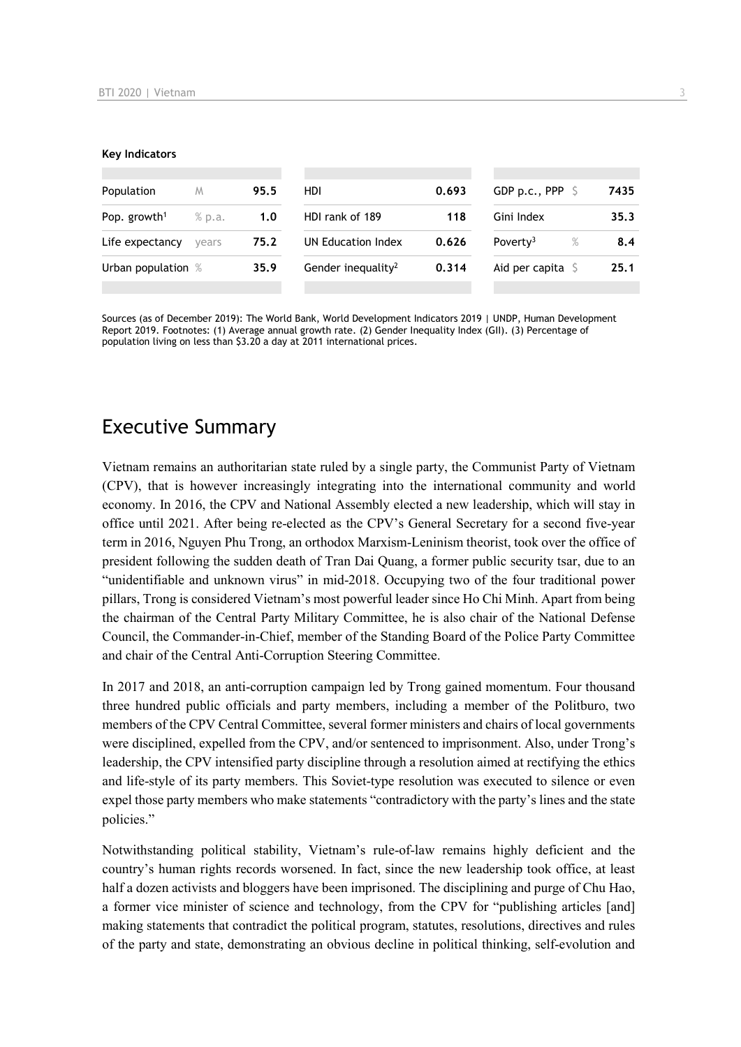**Key Indicators**

| Population | M | 95.5 | HDI | 0.693 | GDP p.c., PPP | $ | 7435 |
|---|---|---|---|---|---|---|---|
| Pop. growth[1] | % p.a. | 1.0 | HDI rank of 189 | 118 | Gini Index | | 35.3 |
| Life expectancy | years | 75.2 | UN Education Index | 0.626 | Poverty[3] | % | 8.4 |
| Urban population | % | 35.9 | Gender inequality[2] | 0.314 | Aid per capita | $ | 25.1 |

Sources (as of December 2019): The World Bank, World Development Indicators 2019 | UNDP, Human Development Report 2019. Footnotes: (1) Average annual growth rate. (2) Gender Inequality Index (GII). (3) Percentage of population living on less than $3.20 a day at 2011 international prices.

# Executive Summary

Vietnam remains an authoritarian state ruled by a single party, the Communist Party of Vietnam (CPV), that is however increasingly integrating into the international community and world economy. In 2016, the CPV and National Assembly elected a new leadership, which will stay in office until 2021. After being re-elected as the CPV's General Secretary for a second five-year term in 2016, Nguyen Phu Trong, an orthodox Marxism-Leninism theorist, took over the office of president following the sudden death of Tran Dai Quang, a former public security tsar, due to an "unidentifiable and unknown virus" in mid-2018. Occupying two of the four traditional power pillars, Trong is considered Vietnam's most powerful leader since Ho Chi Minh. Apart from being the chairman of the Central Party Military Committee, he is also chair of the National Defense Council, the Commander-in-Chief, member of the Standing Board of the Police Party Committee and chair of the Central Anti-Corruption Steering Committee.

In 2017 and 2018, an anti-corruption campaign led by Trong gained momentum. Four thousand three hundred public officials and party members, including a member of the Politburo, two members of the CPV Central Committee, several former ministers and chairs of local governments were disciplined, expelled from the CPV, and/or sentenced to imprisonment. Also, under Trong's leadership, the CPV intensified party discipline through a resolution aimed at rectifying the ethics and life-style of its party members. This Soviet-type resolution was executed to silence or even expel those party members who make statements "contradictory with the party's lines and the state policies."

Notwithstanding political stability, Vietnam's rule-of-law remains highly deficient and the country's human rights records worsened. In fact, since the new leadership took office, at least half a dozen activists and bloggers have been imprisoned. The disciplining and purge of Chu Hao, a former vice minister of science and technology, from the CPV for "publishing articles [and] making statements that contradict the political program, statutes, resolutions, directives and rules of the party and state, demonstrating an obvious decline in political thinking, self-evolution and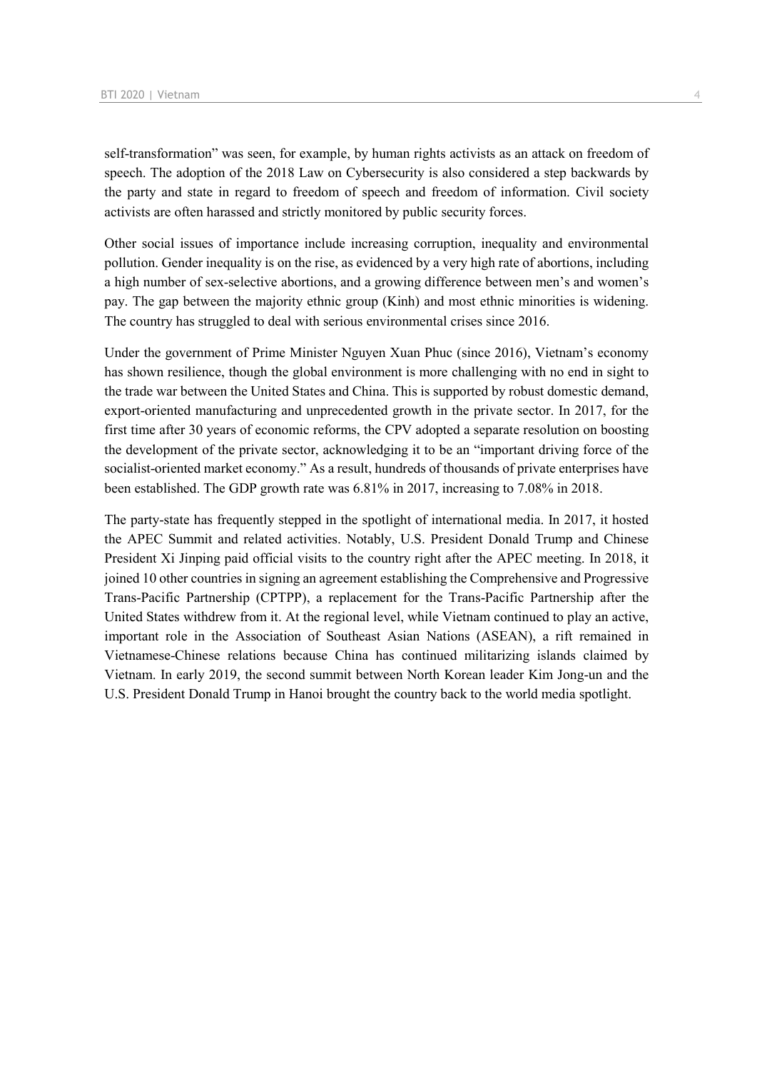self-transformation" was seen, for example, by human rights activists as an attack on freedom of speech. The adoption of the 2018 Law on Cybersecurity is also considered a step backwards by the party and state in regard to freedom of speech and freedom of information. Civil society activists are often harassed and strictly monitored by public security forces.

Other social issues of importance include increasing corruption, inequality and environmental pollution. Gender inequality is on the rise, as evidenced by a very high rate of abortions, including a high number of sex-selective abortions, and a growing difference between men's and women's pay. The gap between the majority ethnic group (Kinh) and most ethnic minorities is widening. The country has struggled to deal with serious environmental crises since 2016.

Under the government of Prime Minister Nguyen Xuan Phuc (since 2016), Vietnam's economy has shown resilience, though the global environment is more challenging with no end in sight to the trade war between the United States and China. This is supported by robust domestic demand, export-oriented manufacturing and unprecedented growth in the private sector. In 2017, for the first time after 30 years of economic reforms, the CPV adopted a separate resolution on boosting the development of the private sector, acknowledging it to be an "important driving force of the socialist-oriented market economy." As a result, hundreds of thousands of private enterprises have been established. The GDP growth rate was 6.81% in 2017, increasing to 7.08% in 2018.

The party-state has frequently stepped in the spotlight of international media. In 2017, it hosted the APEC Summit and related activities. Notably, U.S. President Donald Trump and Chinese President Xi Jinping paid official visits to the country right after the APEC meeting. In 2018, it joined 10 other countries in signing an agreement establishing the Comprehensive and Progressive Trans-Pacific Partnership (CPTPP), a replacement for the Trans-Pacific Partnership after the United States withdrew from it. At the regional level, while Vietnam continued to play an active, important role in the Association of Southeast Asian Nations (ASEAN), a rift remained in Vietnamese-Chinese relations because China has continued militarizing islands claimed by Vietnam. In early 2019, the second summit between North Korean leader Kim Jong-un and the U.S. President Donald Trump in Hanoi brought the country back to the world media spotlight.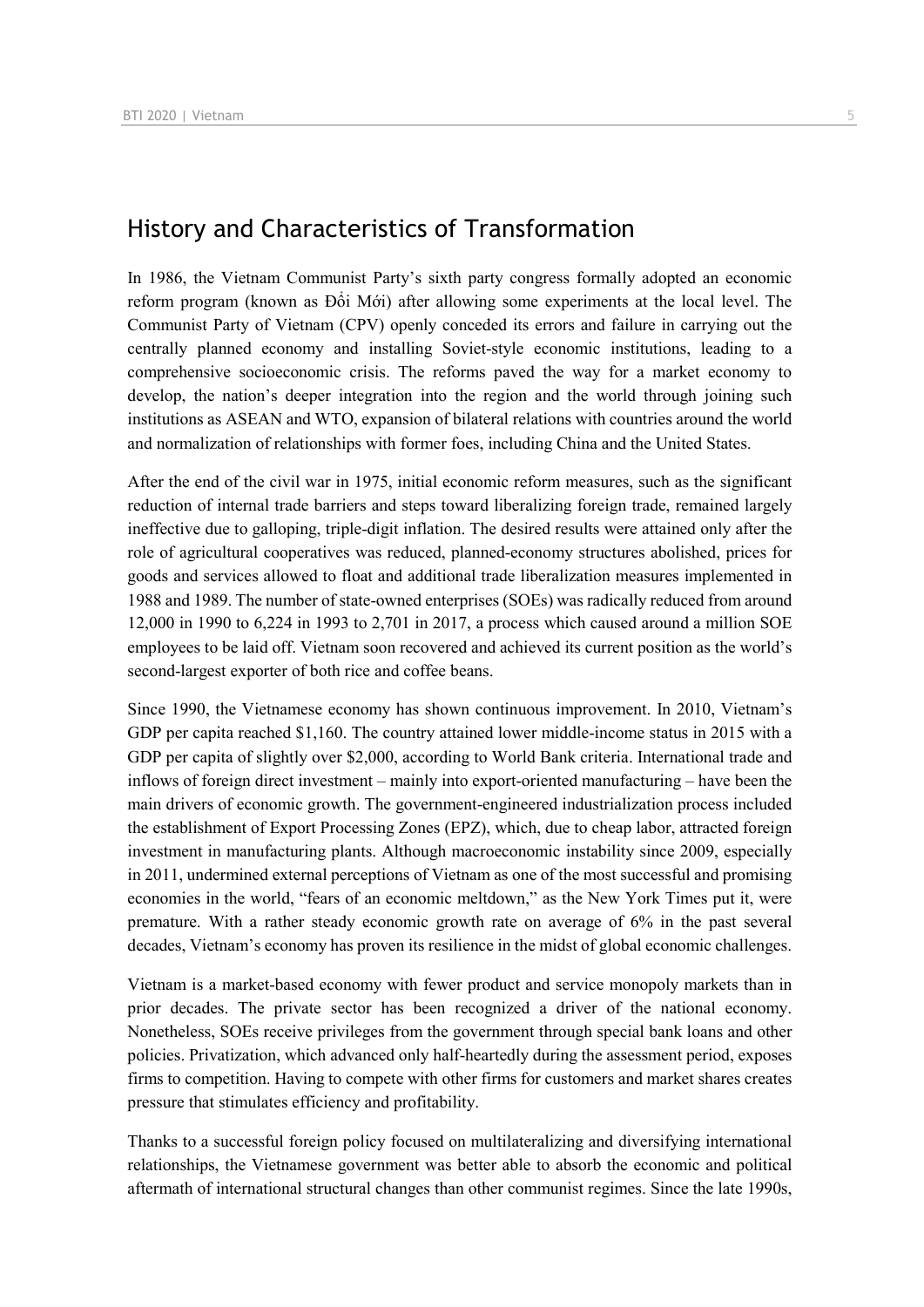## History and Characteristics of Transformation

In 1986, the Vietnam Communist Party's sixth party congress formally adopted an economic reform program (known as Đổi Mới) after allowing some experiments at the local level. The Communist Party of Vietnam (CPV) openly conceded its errors and failure in carrying out the centrally planned economy and installing Soviet-style economic institutions, leading to a comprehensive socioeconomic crisis. The reforms paved the way for a market economy to develop, the nation's deeper integration into the region and the world through joining such institutions as ASEAN and WTO, expansion of bilateral relations with countries around the world and normalization of relationships with former foes, including China and the United States.

After the end of the civil war in 1975, initial economic reform measures, such as the significant reduction of internal trade barriers and steps toward liberalizing foreign trade, remained largely ineffective due to galloping, triple-digit inflation. The desired results were attained only after the role of agricultural cooperatives was reduced, planned-economy structures abolished, prices for goods and services allowed to float and additional trade liberalization measures implemented in 1988 and 1989. The number of state-owned enterprises (SOEs) was radically reduced from around 12,000 in 1990 to 6,224 in 1993 to 2,701 in 2017, a process which caused around a million SOE employees to be laid off. Vietnam soon recovered and achieved its current position as the world's second-largest exporter of both rice and coffee beans.

Since 1990, the Vietnamese economy has shown continuous improvement. In 2010, Vietnam's GDP per capita reached $1,160. The country attained lower middle-income status in 2015 with a GDP per capita of slightly over $2,000, according to World Bank criteria. International trade and inflows of foreign direct investment – mainly into export-oriented manufacturing – have been the main drivers of economic growth. The government-engineered industrialization process included the establishment of Export Processing Zones (EPZ), which, due to cheap labor, attracted foreign investment in manufacturing plants. Although macroeconomic instability since 2009, especially in 2011, undermined external perceptions of Vietnam as one of the most successful and promising economies in the world, "fears of an economic meltdown," as the New York Times put it, were premature. With a rather steady economic growth rate on average of 6% in the past several decades, Vietnam's economy has proven its resilience in the midst of global economic challenges.

Vietnam is a market-based economy with fewer product and service monopoly markets than in prior decades. The private sector has been recognized a driver of the national economy. Nonetheless, SOEs receive privileges from the government through special bank loans and other policies. Privatization, which advanced only half-heartedly during the assessment period, exposes firms to competition. Having to compete with other firms for customers and market shares creates pressure that stimulates efficiency and profitability.

Thanks to a successful foreign policy focused on multilateralizing and diversifying international relationships, the Vietnamese government was better able to absorb the economic and political aftermath of international structural changes than other communist regimes. Since the late 1990s,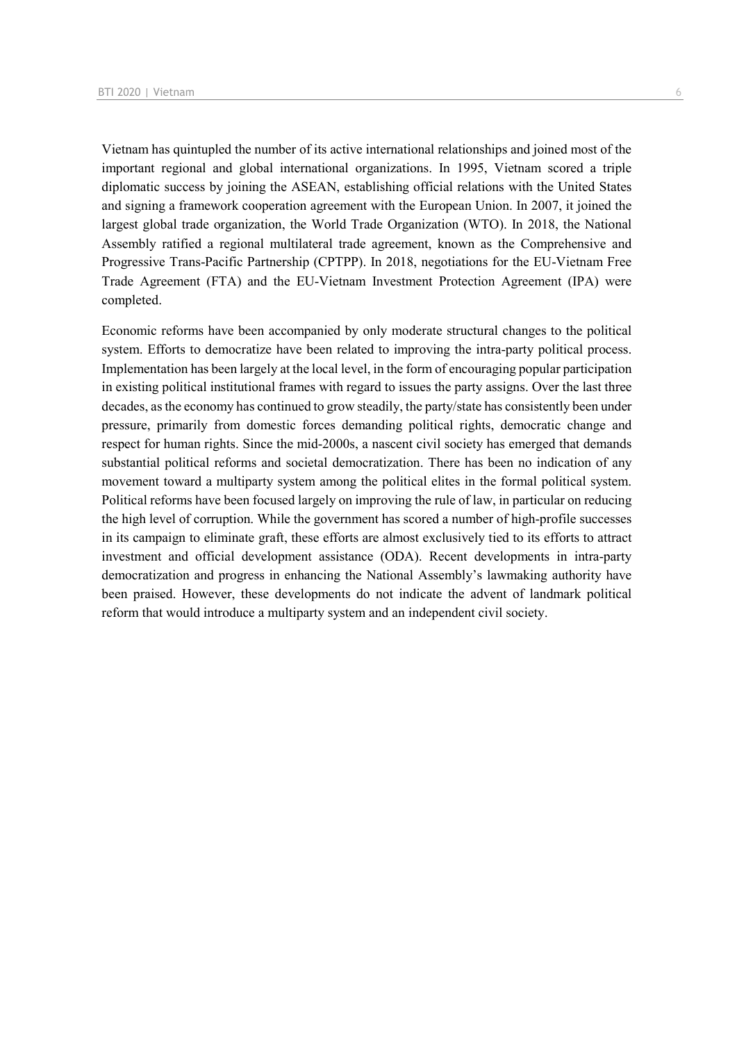Vietnam has quintupled the number of its active international relationships and joined most of the important regional and global international organizations. In 1995, Vietnam scored a triple diplomatic success by joining the ASEAN, establishing official relations with the United States and signing a framework cooperation agreement with the European Union. In 2007, it joined the largest global trade organization, the World Trade Organization (WTO). In 2018, the National Assembly ratified a regional multilateral trade agreement, known as the Comprehensive and Progressive Trans-Pacific Partnership (CPTPP). In 2018, negotiations for the EU-Vietnam Free Trade Agreement (FTA) and the EU-Vietnam Investment Protection Agreement (IPA) were completed.

Economic reforms have been accompanied by only moderate structural changes to the political system. Efforts to democratize have been related to improving the intra-party political process. Implementation has been largely at the local level, in the form of encouraging popular participation in existing political institutional frames with regard to issues the party assigns. Over the last three decades, as the economy has continued to grow steadily, the party/state has consistently been under pressure, primarily from domestic forces demanding political rights, democratic change and respect for human rights. Since the mid-2000s, a nascent civil society has emerged that demands substantial political reforms and societal democratization. There has been no indication of any movement toward a multiparty system among the political elites in the formal political system. Political reforms have been focused largely on improving the rule of law, in particular on reducing the high level of corruption. While the government has scored a number of high-profile successes in its campaign to eliminate graft, these efforts are almost exclusively tied to its efforts to attract investment and official development assistance (ODA). Recent developments in intra-party democratization and progress in enhancing the National Assembly's lawmaking authority have been praised. However, these developments do not indicate the advent of landmark political reform that would introduce a multiparty system and an independent civil society.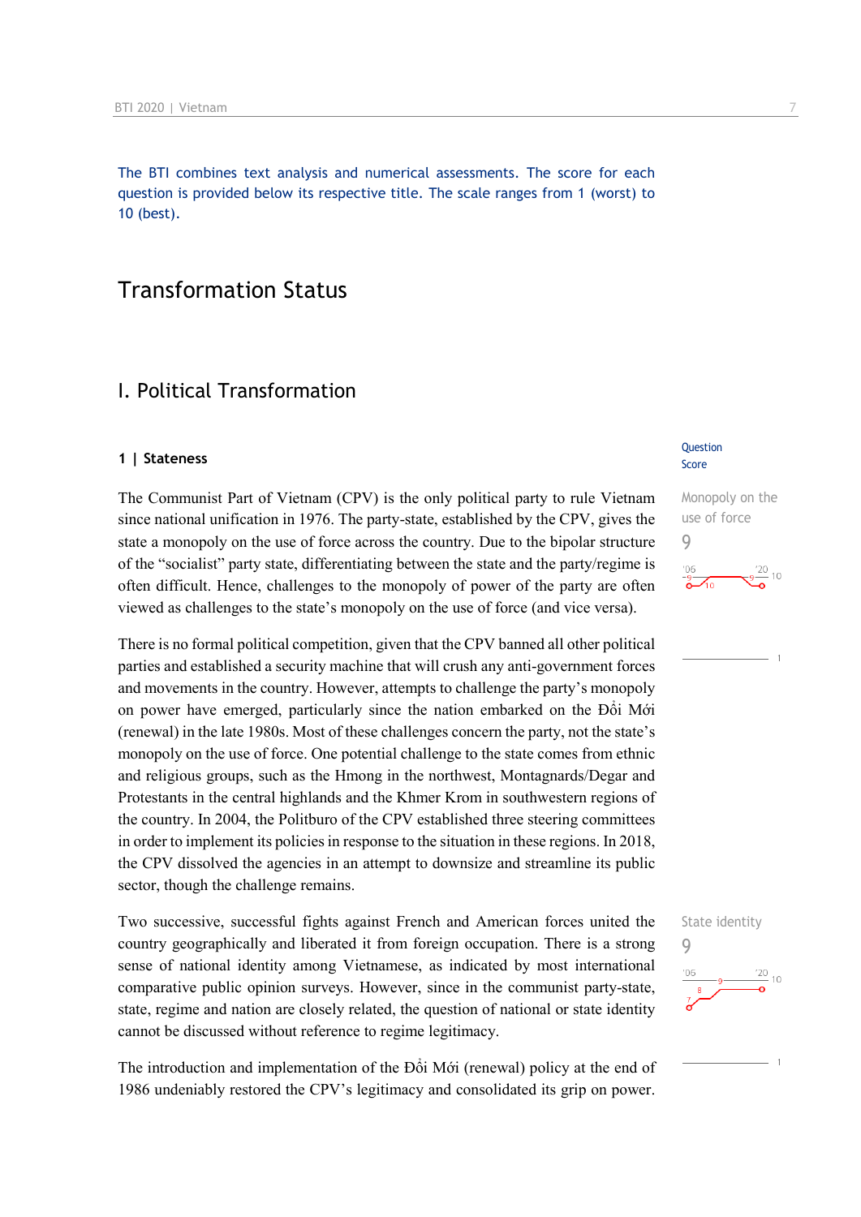The BTI combines text analysis and numerical assessments. The score for each question is provided below its respective title. The scale ranges from 1 (worst) to 10 (best).

# Transformation Status

## I. Political Transformation

### 1 | Stateness

Question Score

**Monopoly on the use of force**
9

The Communist Part of Vietnam (CPV) is the only political party to rule Vietnam since national unification in 1976. The party-state, established by the CPV, gives the state a monopoly on the use of force across the country. Due to the bipolar structure of the "socialist" party state, differentiating between the state and the party/regime is often difficult. Hence, challenges to the monopoly of power of the party are often viewed as challenges to the state's monopoly on the use of force (and vice versa).

There is no formal political competition, given that the CPV banned all other political parties and established a security machine that will crush any anti-government forces and movements in the country. However, attempts to challenge the party's monopoly on power have emerged, particularly since the nation embarked on the Đổi Mới (renewal) in the late 1980s. Most of these challenges concern the party, not the state's monopoly on the use of force. One potential challenge to the state comes from ethnic and religious groups, such as the Hmong in the northwest, Montagnards/Degar and Protestants in the central highlands and the Khmer Krom in southwestern regions of the country. In 2004, the Politburo of the CPV established three steering committees in order to implement its policies in response to the situation in these regions. In 2018, the CPV dissolved the agencies in an attempt to downsize and streamline its public sector, though the challenge remains.

**State identity**
9

Two successive, successful fights against French and American forces united the country geographically and liberated it from foreign occupation. There is a strong sense of national identity among Vietnamese, as indicated by most international comparative public opinion surveys. However, since in the communist party-state, state, regime and nation are closely related, the question of national or state identity cannot be discussed without reference to regime legitimacy.

The introduction and implementation of the Đổi Mới (renewal) policy at the end of 1986 undeniably restored the CPV's legitimacy and consolidated its grip on power.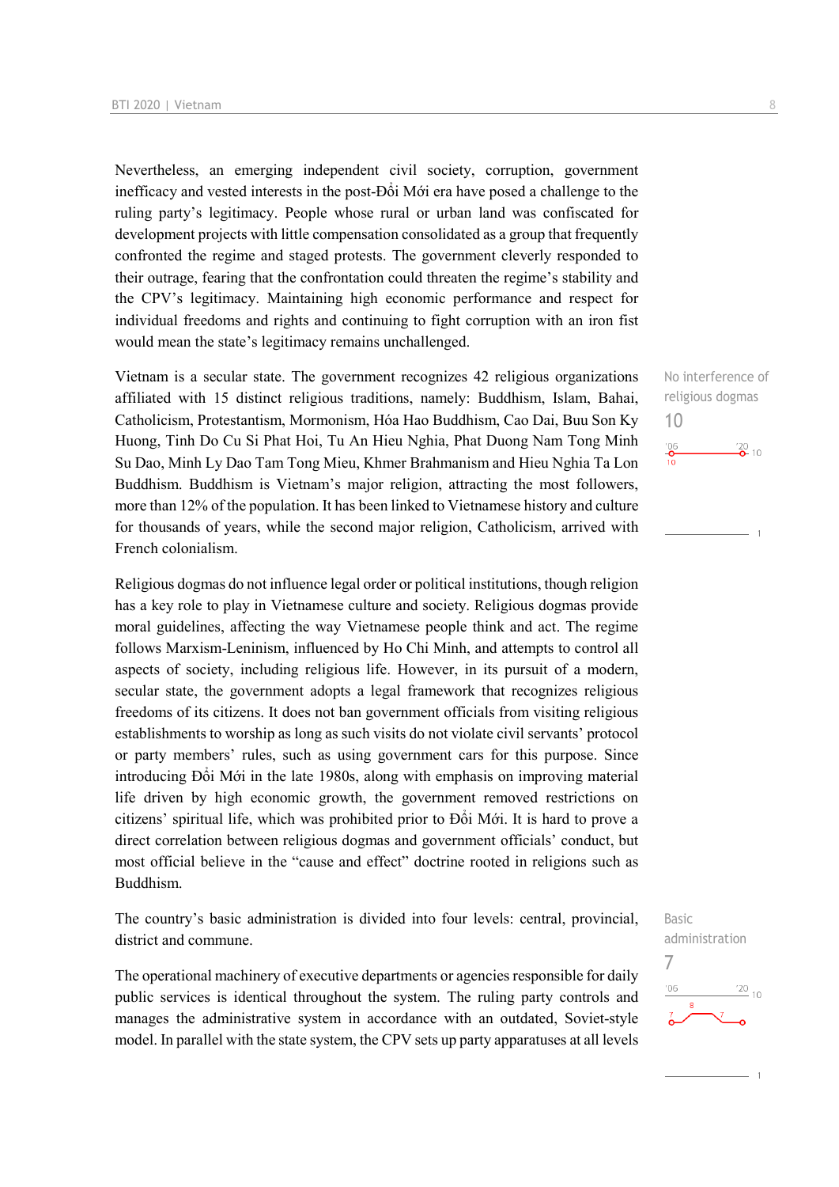Nevertheless, an emerging independent civil society, corruption, government inefficacy and vested interests in the post-Đổi Mới era have posed a challenge to the ruling party's legitimacy. People whose rural or urban land was confiscated for development projects with little compensation consolidated as a group that frequently confronted the regime and staged protests. The government cleverly responded to their outrage, fearing that the confrontation could threaten the regime's stability and the CPV's legitimacy. Maintaining high economic performance and respect for individual freedoms and rights and continuing to fight corruption with an iron fist would mean the state's legitimacy remains unchallenged.

No interference of religious dogmas
10

Vietnam is a secular state. The government recognizes 42 religious organizations affiliated with 15 distinct religious traditions, namely: Buddhism, Islam, Bahai, Catholicism, Protestantism, Mormonism, Hóa Hao Buddhism, Cao Dai, Buu Son Ky Huong, Tinh Do Cu Si Phat Hoi, Tu An Hieu Nghia, Phat Duong Nam Tong Minh Su Dao, Minh Ly Dao Tam Tong Mieu, Khmer Brahmanism and Hieu Nghia Ta Lon Buddhism. Buddhism is Vietnam's major religion, attracting the most followers, more than 12% of the population. It has been linked to Vietnamese history and culture for thousands of years, while the second major religion, Catholicism, arrived with French colonialism.

Religious dogmas do not influence legal order or political institutions, though religion has a key role to play in Vietnamese culture and society. Religious dogmas provide moral guidelines, affecting the way Vietnamese people think and act. The regime follows Marxism-Leninism, influenced by Ho Chi Minh, and attempts to control all aspects of society, including religious life. However, in its pursuit of a modern, secular state, the government adopts a legal framework that recognizes religious freedoms of its citizens. It does not ban government officials from visiting religious establishments to worship as long as such visits do not violate civil servants' protocol or party members' rules, such as using government cars for this purpose. Since introducing Đổi Mới in the late 1980s, along with emphasis on improving material life driven by high economic growth, the government removed restrictions on citizens' spiritual life, which was prohibited prior to Đổi Mới. It is hard to prove a direct correlation between religious dogmas and government officials' conduct, but most official believe in the "cause and effect" doctrine rooted in religions such as Buddhism.

Basic administration
7

The country's basic administration is divided into four levels: central, provincial, district and commune.

The operational machinery of executive departments or agencies responsible for daily public services is identical throughout the system. The ruling party controls and manages the administrative system in accordance with an outdated, Soviet-style model. In parallel with the state system, the CPV sets up party apparatuses at all levels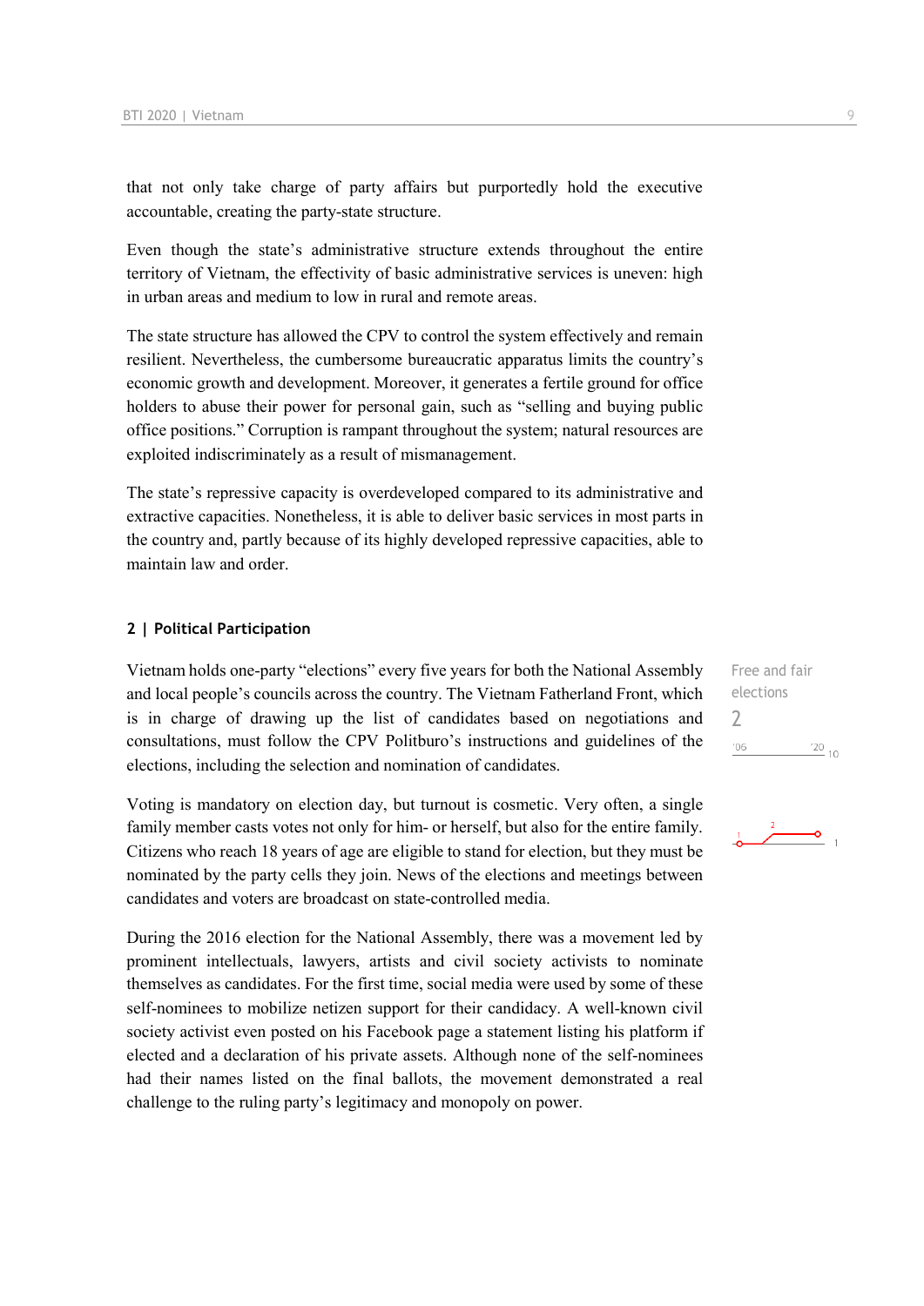that not only take charge of party affairs but purportedly hold the executive accountable, creating the party-state structure.

Even though the state's administrative structure extends throughout the entire territory of Vietnam, the effectivity of basic administrative services is uneven: high in urban areas and medium to low in rural and remote areas.

The state structure has allowed the CPV to control the system effectively and remain resilient. Nevertheless, the cumbersome bureaucratic apparatus limits the country's economic growth and development. Moreover, it generates a fertile ground for office holders to abuse their power for personal gain, such as "selling and buying public office positions." Corruption is rampant throughout the system; natural resources are exploited indiscriminately as a result of mismanagement.

The state's repressive capacity is overdeveloped compared to its administrative and extractive capacities. Nonetheless, it is able to deliver basic services in most parts in the country and, partly because of its highly developed repressive capacities, able to maintain law and order.

## 2 | Political Participation

Free and fair elections
2

Vietnam holds one-party "elections" every five years for both the National Assembly and local people's councils across the country. The Vietnam Fatherland Front, which is in charge of drawing up the list of candidates based on negotiations and consultations, must follow the CPV Politburo's instructions and guidelines of the elections, including the selection and nomination of candidates.

Voting is mandatory on election day, but turnout is cosmetic. Very often, a single family member casts votes not only for him- or herself, but also for the entire family. Citizens who reach 18 years of age are eligible to stand for election, but they must be nominated by the party cells they join. News of the elections and meetings between candidates and voters are broadcast on state-controlled media.

During the 2016 election for the National Assembly, there was a movement led by prominent intellectuals, lawyers, artists and civil society activists to nominate themselves as candidates. For the first time, social media were used by some of these self-nominees to mobilize netizen support for their candidacy. A well-known civil society activist even posted on his Facebook page a statement listing his platform if elected and a declaration of his private assets. Although none of the self-nominees had their names listed on the final ballots, the movement demonstrated a real challenge to the ruling party's legitimacy and monopoly on power.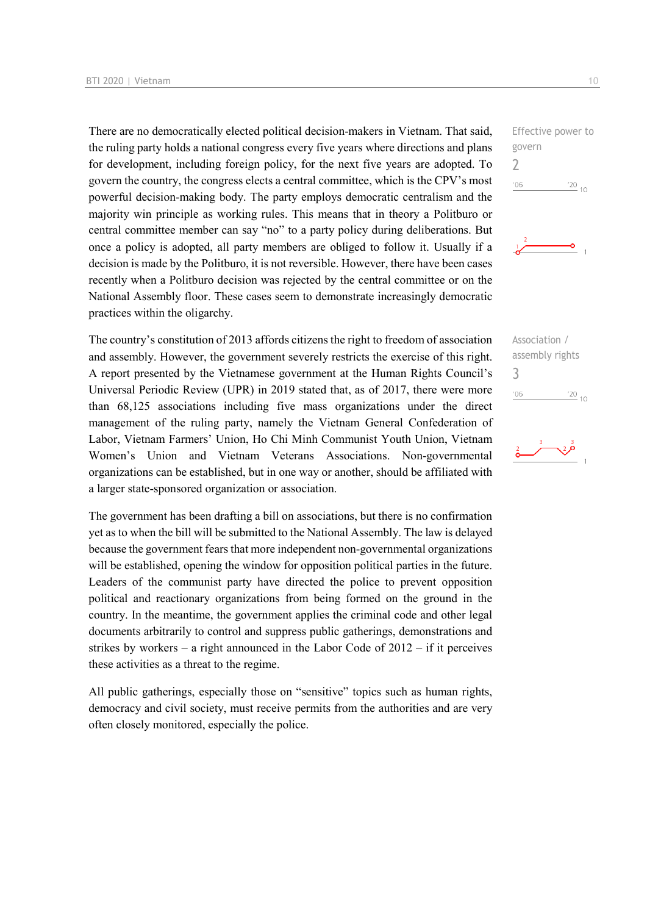There are no democratically elected political decision-makers in Vietnam. That said, the ruling party holds a national congress every five years where directions and plans for development, including foreign policy, for the next five years are adopted. To govern the country, the congress elects a central committee, which is the CPV's most powerful decision-making body. The party employs democratic centralism and the majority win principle as working rules. This means that in theory a Politburo or central committee member can say "no" to a party policy during deliberations. But once a policy is adopted, all party members are obliged to follow it. Usually if a decision is made by the Politburo, it is not reversible. However, there have been cases recently when a Politburo decision was rejected by the central committee or on the National Assembly floor. These cases seem to demonstrate increasingly democratic practices within the oligarchy.

Effective power to govern
2

The country's constitution of 2013 affords citizens the right to freedom of association and assembly. However, the government severely restricts the exercise of this right. A report presented by the Vietnamese government at the Human Rights Council's Universal Periodic Review (UPR) in 2019 stated that, as of 2017, there were more than 68,125 associations including five mass organizations under the direct management of the ruling party, namely the Vietnam General Confederation of Labor, Vietnam Farmers' Union, Ho Chi Minh Communist Youth Union, Vietnam Women's Union and Vietnam Veterans Associations. Non-governmental organizations can be established, but in one way or another, should be affiliated with a larger state-sponsored organization or association.

Association / assembly rights
3

The government has been drafting a bill on associations, but there is no confirmation yet as to when the bill will be submitted to the National Assembly. The law is delayed because the government fears that more independent non-governmental organizations will be established, opening the window for opposition political parties in the future. Leaders of the communist party have directed the police to prevent opposition political and reactionary organizations from being formed on the ground in the country. In the meantime, the government applies the criminal code and other legal documents arbitrarily to control and suppress public gatherings, demonstrations and strikes by workers – a right announced in the Labor Code of 2012 – if it perceives these activities as a threat to the regime.

All public gatherings, especially those on "sensitive" topics such as human rights, democracy and civil society, must receive permits from the authorities and are very often closely monitored, especially the police.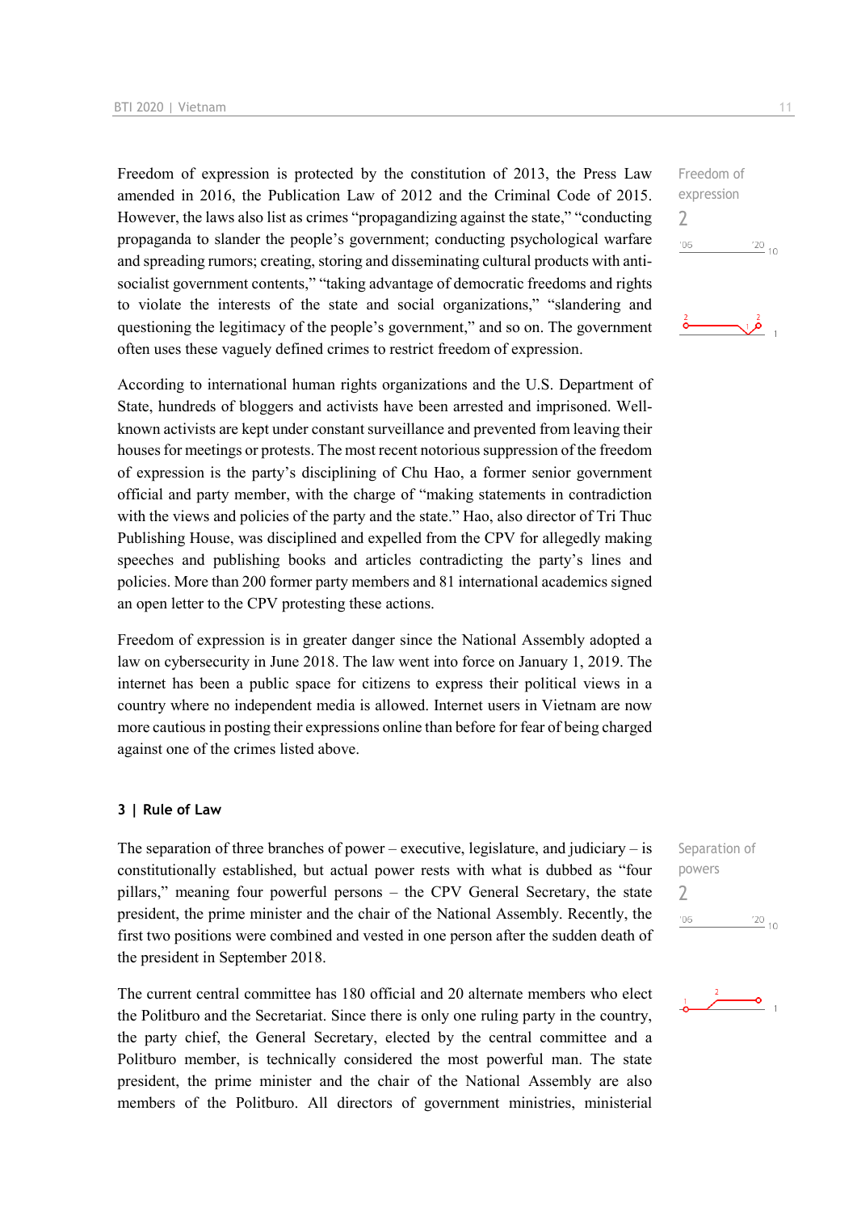Freedom of expression is protected by the constitution of 2013, the Press Law amended in 2016, the Publication Law of 2012 and the Criminal Code of 2015. However, the laws also list as crimes “propagandizing against the state,” “conducting propaganda to slander the people’s government; conducting psychological warfare and spreading rumors; creating, storing and disseminating cultural products with anti-socialist government contents,” “taking advantage of democratic freedoms and rights to violate the interests of the state and social organizations,” “slandering and questioning the legitimacy of the people’s government,” and so on. The government often uses these vaguely defined crimes to restrict freedom of expression.

Freedom of expression
2

According to international human rights organizations and the U.S. Department of State, hundreds of bloggers and activists have been arrested and imprisoned. Well-known activists are kept under constant surveillance and prevented from leaving their houses for meetings or protests. The most recent notorious suppression of the freedom of expression is the party’s disciplining of Chu Hao, a former senior government official and party member, with the charge of “making statements in contradiction with the views and policies of the party and the state.” Hao, also director of Tri Thuc Publishing House, was disciplined and expelled from the CPV for allegedly making speeches and publishing books and articles contradicting the party’s lines and policies. More than 200 former party members and 81 international academics signed an open letter to the CPV protesting these actions.

Freedom of expression is in greater danger since the National Assembly adopted a law on cybersecurity in June 2018. The law went into force on January 1, 2019. The internet has been a public space for citizens to express their political views in a country where no independent media is allowed. Internet users in Vietnam are now more cautious in posting their expressions online than before for fear of being charged against one of the crimes listed above.

## 3 | Rule of Law

The separation of three branches of power – executive, legislature, and judiciary – is constitutionally established, but actual power rests with what is dubbed as “four pillars,” meaning four powerful persons – the CPV General Secretary, the state president, the prime minister and the chair of the National Assembly. Recently, the first two positions were combined and vested in one person after the sudden death of the president in September 2018.

Separation of powers
2

The current central committee has 180 official and 20 alternate members who elect the Politburo and the Secretariat. Since there is only one ruling party in the country, the party chief, the General Secretary, elected by the central committee and a Politburo member, is technically considered the most powerful man. The state president, the prime minister and the chair of the National Assembly are also members of the Politburo. All directors of government ministries, ministerial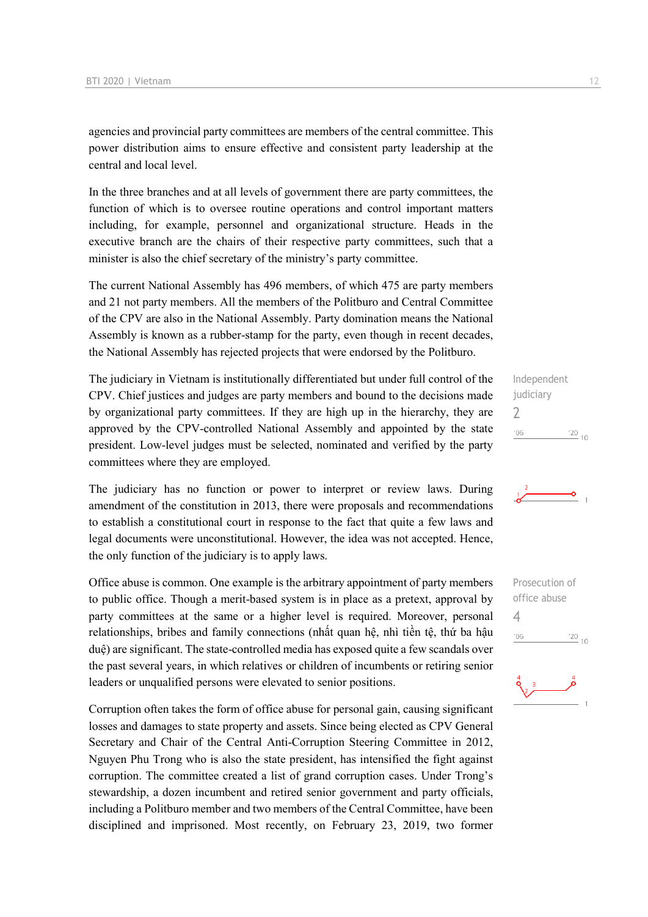agencies and provincial party committees are members of the central committee. This power distribution aims to ensure effective and consistent party leadership at the central and local level.

In the three branches and at all levels of government there are party committees, the function of which is to oversee routine operations and control important matters including, for example, personnel and organizational structure. Heads in the executive branch are the chairs of their respective party committees, such that a minister is also the chief secretary of the ministry's party committee.

The current National Assembly has 496 members, of which 475 are party members and 21 not party members. All the members of the Politburo and Central Committee of the CPV are also in the National Assembly. Party domination means the National Assembly is known as a rubber-stamp for the party, even though in recent decades, the National Assembly has rejected projects that were endorsed by the Politburo.

Independent judiciary
2

The judiciary in Vietnam is institutionally differentiated but under full control of the CPV. Chief justices and judges are party members and bound to the decisions made by organizational party committees. If they are high up in the hierarchy, they are approved by the CPV-controlled National Assembly and appointed by the state president. Low-level judges must be selected, nominated and verified by the party committees where they are employed.

The judiciary has no function or power to interpret or review laws. During amendment of the constitution in 2013, there were proposals and recommendations to establish a constitutional court in response to the fact that quite a few laws and legal documents were unconstitutional. However, the idea was not accepted. Hence, the only function of the judiciary is to apply laws.

Prosecution of office abuse
4

Office abuse is common. One example is the arbitrary appointment of party members to public office. Though a merit-based system is in place as a pretext, approval by party committees at the same or a higher level is required. Moreover, personal relationships, bribes and family connections (nhất quan hệ, nhì tiền tệ, thứ ba hậu duệ) are significant. The state-controlled media has exposed quite a few scandals over the past several years, in which relatives or children of incumbents or retiring senior leaders or unqualified persons were elevated to senior positions.

Corruption often takes the form of office abuse for personal gain, causing significant losses and damages to state property and assets. Since being elected as CPV General Secretary and Chair of the Central Anti-Corruption Steering Committee in 2012, Nguyen Phu Trong who is also the state president, has intensified the fight against corruption. The committee created a list of grand corruption cases. Under Trong's stewardship, a dozen incumbent and retired senior government and party officials, including a Politburo member and two members of the Central Committee, have been disciplined and imprisoned. Most recently, on February 23, 2019, two former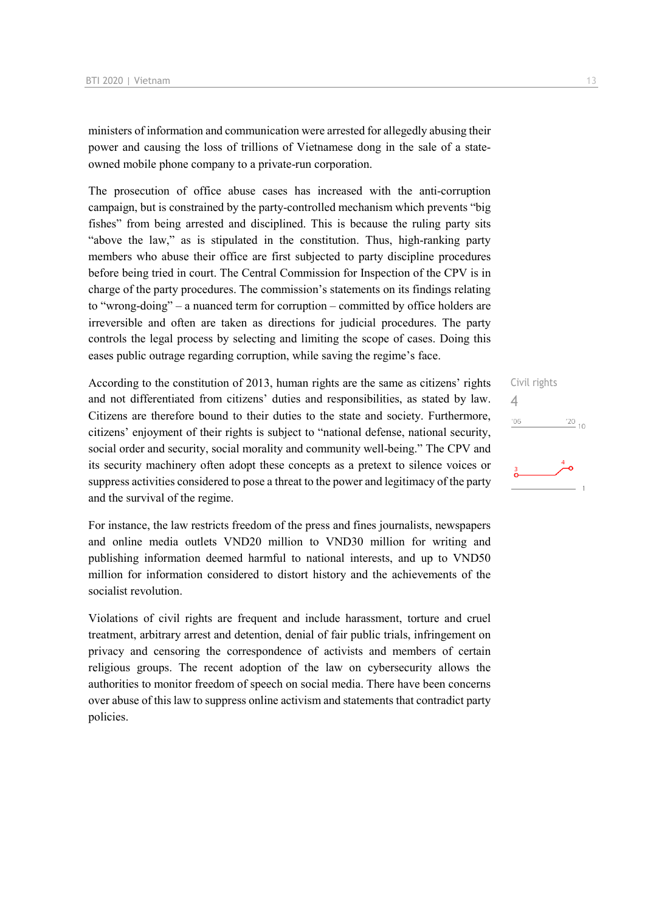ministers of information and communication were arrested for allegedly abusing their power and causing the loss of trillions of Vietnamese dong in the sale of a state-owned mobile phone company to a private-run corporation.

The prosecution of office abuse cases has increased with the anti-corruption campaign, but is constrained by the party-controlled mechanism which prevents "big fishes" from being arrested and disciplined. This is because the ruling party sits "above the law," as is stipulated in the constitution. Thus, high-ranking party members who abuse their office are first subjected to party discipline procedures before being tried in court. The Central Commission for Inspection of the CPV is in charge of the party procedures. The commission's statements on its findings relating to "wrong-doing" – a nuanced term for corruption – committed by office holders are irreversible and often are taken as directions for judicial procedures. The party controls the legal process by selecting and limiting the scope of cases. Doing this eases public outrage regarding corruption, while saving the regime's face.

Civil rights
4

According to the constitution of 2013, human rights are the same as citizens' rights and not differentiated from citizens' duties and responsibilities, as stated by law. Citizens are therefore bound to their duties to the state and society. Furthermore, citizens' enjoyment of their rights is subject to "national defense, national security, social order and security, social morality and community well-being." The CPV and its security machinery often adopt these concepts as a pretext to silence voices or suppress activities considered to pose a threat to the power and legitimacy of the party and the survival of the regime.

For instance, the law restricts freedom of the press and fines journalists, newspapers and online media outlets VND20 million to VND30 million for writing and publishing information deemed harmful to national interests, and up to VND50 million for information considered to distort history and the achievements of the socialist revolution.

Violations of civil rights are frequent and include harassment, torture and cruel treatment, arbitrary arrest and detention, denial of fair public trials, infringement on privacy and censoring the correspondence of activists and members of certain religious groups. The recent adoption of the law on cybersecurity allows the authorities to monitor freedom of speech on social media. There have been concerns over abuse of this law to suppress online activism and statements that contradict party policies.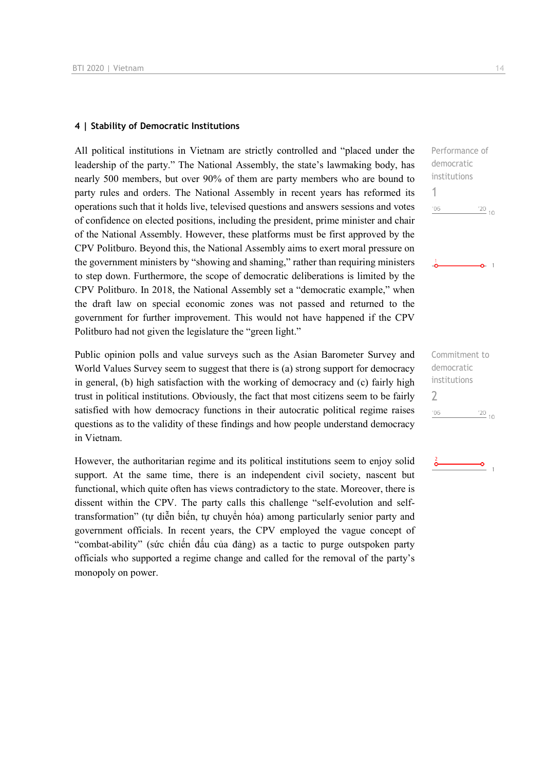## 4 | Stability of Democratic Institutions

All political institutions in Vietnam are strictly controlled and "placed under the leadership of the party." The National Assembly, the state's lawmaking body, has nearly 500 members, but over 90% of them are party members who are bound to party rules and orders. The National Assembly in recent years has reformed its operations such that it holds live, televised questions and answers sessions and votes of confidence on elected positions, including the president, prime minister and chair of the National Assembly. However, these platforms must be first approved by the CPV Politburo. Beyond this, the National Assembly aims to exert moral pressure on the government ministers by "showing and shaming," rather than requiring ministers to step down. Furthermore, the scope of democratic deliberations is limited by the CPV Politburo. In 2018, the National Assembly set a "democratic example," when the draft law on special economic zones was not passed and returned to the government for further improvement. This would not have happened if the CPV Politburo had not given the legislature the "green light."

Performance of democratic institutions
1

Public opinion polls and value surveys such as the Asian Barometer Survey and World Values Survey seem to suggest that there is (a) strong support for democracy in general, (b) high satisfaction with the working of democracy and (c) fairly high trust in political institutions. Obviously, the fact that most citizens seem to be fairly satisfied with how democracy functions in their autocratic political regime raises questions as to the validity of these findings and how people understand democracy in Vietnam.

Commitment to democratic institutions
2

However, the authoritarian regime and its political institutions seem to enjoy solid support. At the same time, there is an independent civil society, nascent but functional, which quite often has views contradictory to the state. Moreover, there is dissent within the CPV. The party calls this challenge "self-evolution and self-transformation" (tự diễn biến, tự chuyển hóa) among particularly senior party and government officials. In recent years, the CPV employed the vague concept of "combat-ability" (sức chiến đấu của đảng) as a tactic to purge outspoken party officials who supported a regime change and called for the removal of the party's monopoly on power.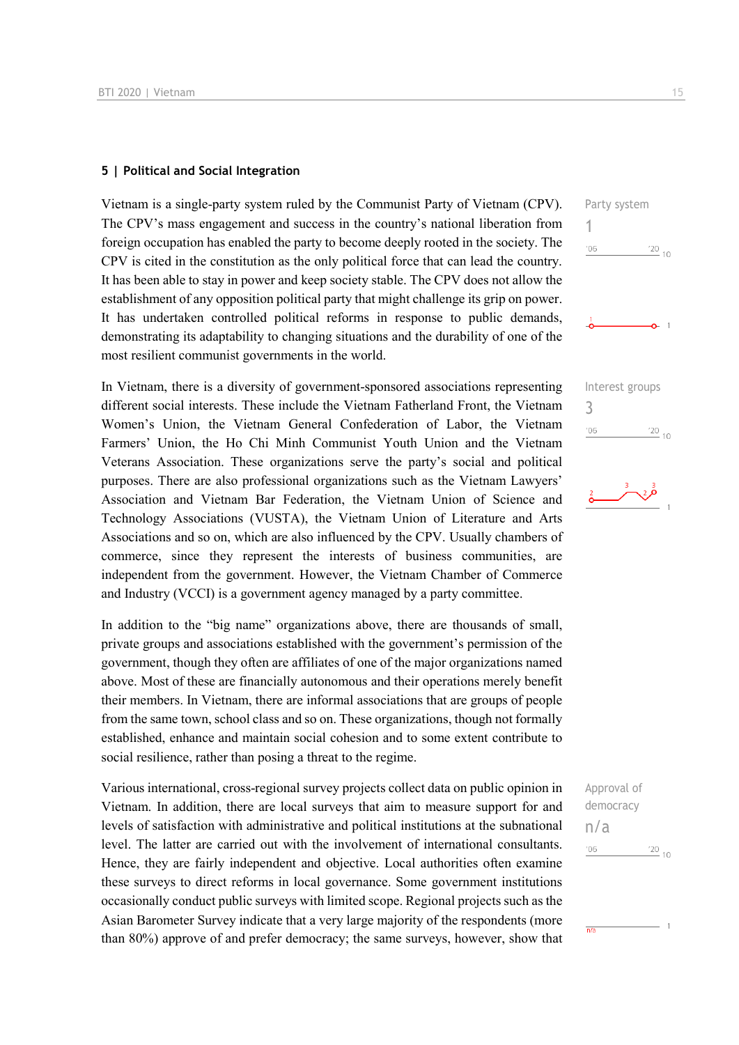## 5 | Political and Social Integration

Party system

1

Vietnam is a single-party system ruled by the Communist Party of Vietnam (CPV). The CPV's mass engagement and success in the country's national liberation from foreign occupation has enabled the party to become deeply rooted in the society. The CPV is cited in the constitution as the only political force that can lead the country. It has been able to stay in power and keep society stable. The CPV does not allow the establishment of any opposition political party that might challenge its grip on power. It has undertaken controlled political reforms in response to public demands, demonstrating its adaptability to changing situations and the durability of one of the most resilient communist governments in the world.

Interest groups

3

In Vietnam, there is a diversity of government-sponsored associations representing different social interests. These include the Vietnam Fatherland Front, the Vietnam Women's Union, the Vietnam General Confederation of Labor, the Vietnam Farmers' Union, the Ho Chi Minh Communist Youth Union and the Vietnam Veterans Association. These organizations serve the party's social and political purposes. There are also professional organizations such as the Vietnam Lawyers' Association and Vietnam Bar Federation, the Vietnam Union of Science and Technology Associations (VUSTA), the Vietnam Union of Literature and Arts Associations and so on, which are also influenced by the CPV. Usually chambers of commerce, since they represent the interests of business communities, are independent from the government. However, the Vietnam Chamber of Commerce and Industry (VCCI) is a government agency managed by a party committee.

In addition to the "big name" organizations above, there are thousands of small, private groups and associations established with the government's permission of the government, though they often are affiliates of one of the major organizations named above. Most of these are financially autonomous and their operations merely benefit their members. In Vietnam, there are informal associations that are groups of people from the same town, school class and so on. These organizations, though not formally established, enhance and maintain social cohesion and to some extent contribute to social resilience, rather than posing a threat to the regime.

Approval of democracy

n/a

Various international, cross-regional survey projects collect data on public opinion in Vietnam. In addition, there are local surveys that aim to measure support for and levels of satisfaction with administrative and political institutions at the subnational level. The latter are carried out with the involvement of international consultants. Hence, they are fairly independent and objective. Local authorities often examine these surveys to direct reforms in local governance. Some government institutions occasionally conduct public surveys with limited scope. Regional projects such as the Asian Barometer Survey indicate that a very large majority of the respondents (more than 80%) approve of and prefer democracy; the same surveys, however, show that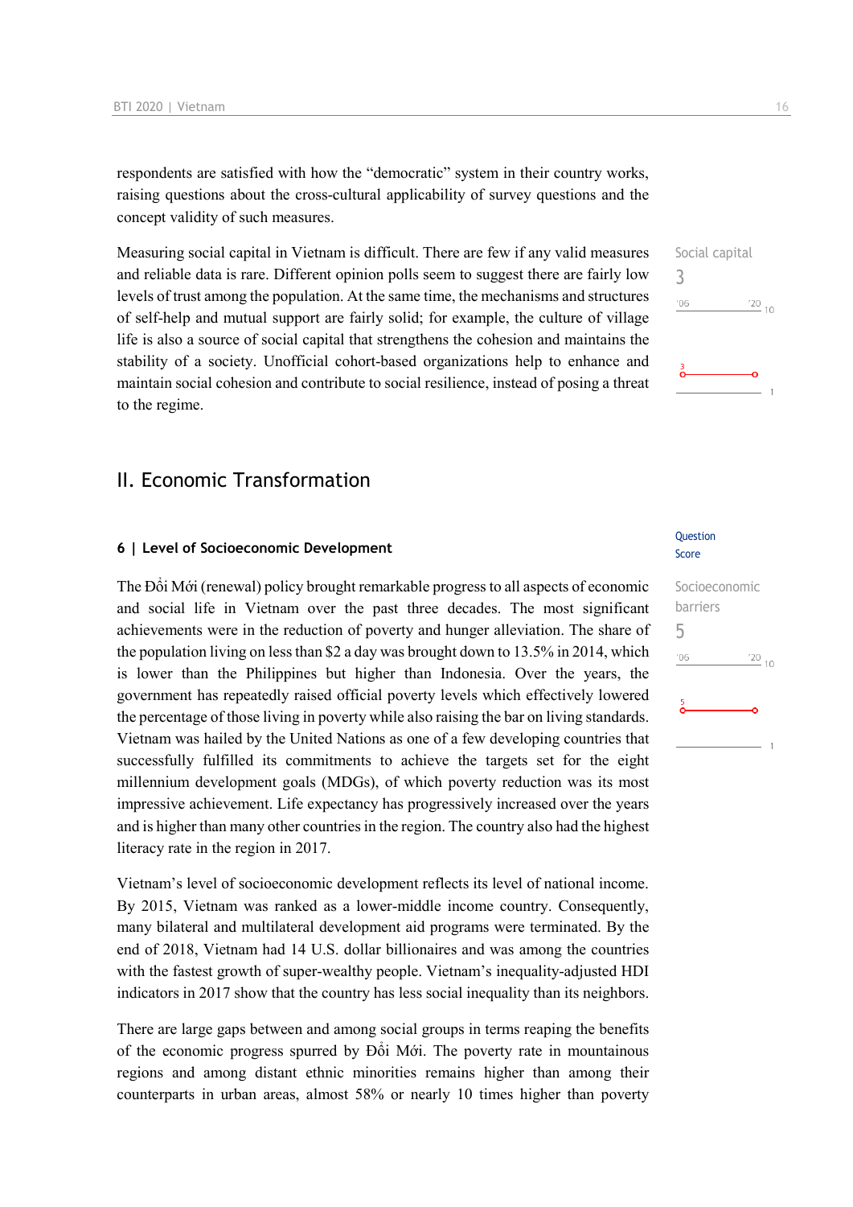respondents are satisfied with how the "democratic" system in their country works, raising questions about the cross-cultural applicability of survey questions and the concept validity of such measures.

Social capital
3

Measuring social capital in Vietnam is difficult. There are few if any valid measures and reliable data is rare. Different opinion polls seem to suggest there are fairly low levels of trust among the population. At the same time, the mechanisms and structures of self-help and mutual support are fairly solid; for example, the culture of village life is also a source of social capital that strengthens the cohesion and maintains the stability of a society. Unofficial cohort-based organizations help to enhance and maintain social cohesion and contribute to social resilience, instead of posing a threat to the regime.

## II. Economic Transformation

### 6 | Level of Socioeconomic Development

Socioeconomic barriers
5

The Đổi Mới (renewal) policy brought remarkable progress to all aspects of economic and social life in Vietnam over the past three decades. The most significant achievements were in the reduction of poverty and hunger alleviation. The share of the population living on less than $2 a day was brought down to 13.5% in 2014, which is lower than the Philippines but higher than Indonesia. Over the years, the government has repeatedly raised official poverty levels which effectively lowered the percentage of those living in poverty while also raising the bar on living standards. Vietnam was hailed by the United Nations as one of a few developing countries that successfully fulfilled its commitments to achieve the targets set for the eight millennium development goals (MDGs), of which poverty reduction was its most impressive achievement. Life expectancy has progressively increased over the years and is higher than many other countries in the region. The country also had the highest literacy rate in the region in 2017.

Vietnam's level of socioeconomic development reflects its level of national income. By 2015, Vietnam was ranked as a lower-middle income country. Consequently, many bilateral and multilateral development aid programs were terminated. By the end of 2018, Vietnam had 14 U.S. dollar billionaires and was among the countries with the fastest growth of super-wealthy people. Vietnam's inequality-adjusted HDI indicators in 2017 show that the country has less social inequality than its neighbors.

There are large gaps between and among social groups in terms reaping the benefits of the economic progress spurred by Đổi Mới. The poverty rate in mountainous regions and among distant ethnic minorities remains higher than among their counterparts in urban areas, almost 58% or nearly 10 times higher than poverty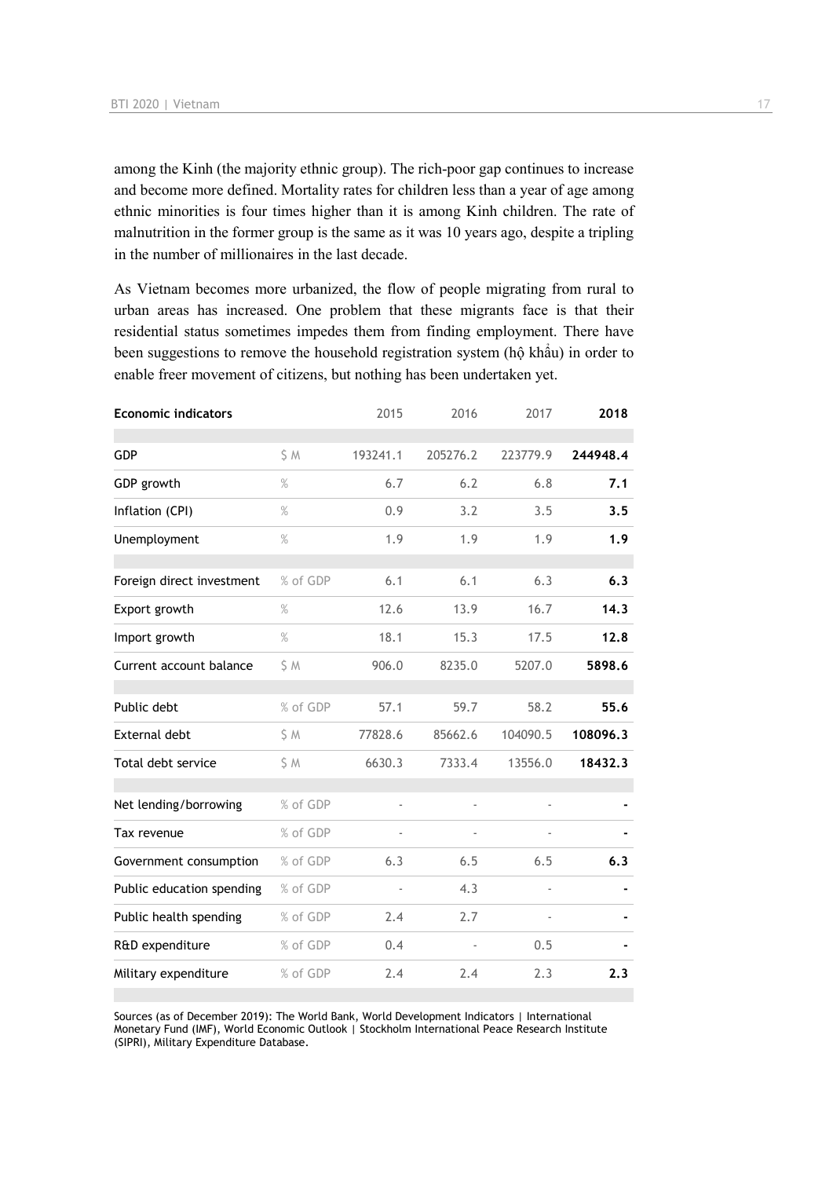among the Kinh (the majority ethnic group). The rich-poor gap continues to increase and become more defined. Mortality rates for children less than a year of age among ethnic minorities is four times higher than it is among Kinh children. The rate of malnutrition in the former group is the same as it was 10 years ago, despite a tripling in the number of millionaires in the last decade.

As Vietnam becomes more urbanized, the flow of people migrating from rural to urban areas has increased. One problem that these migrants face is that their residential status sometimes impedes them from finding employment. There have been suggestions to remove the household registration system (hộ khẩu) in order to enable freer movement of citizens, but nothing has been undertaken yet.

| **Economic indicators** | | 2015 | 2016 | 2017 | **2018** |
|---|---|---|---|---|---|
| GDP | $ M | 193241.1 | 205276.2 | 223779.9 | **244948.4** |
| GDP growth | % | 6.7 | 6.2 | 6.8 | **7.1** |
| Inflation (CPI) | % | 0.9 | 3.2 | 3.5 | **3.5** |
| Unemployment | % | 1.9 | 1.9 | 1.9 | **1.9** |
| Foreign direct investment | % of GDP | 6.1 | 6.1 | 6.3 | **6.3** |
| Export growth | % | 12.6 | 13.9 | 16.7 | **14.3** |
| Import growth | % | 18.1 | 15.3 | 17.5 | **12.8** |
| Current account balance | $ M | 906.0 | 8235.0 | 5207.0 | **5898.6** |
| Public debt | % of GDP | 57.1 | 59.7 | 58.2 | **55.6** |
| External debt | $ M | 77828.6 | 85662.6 | 104090.5 | **108096.3** |
| Total debt service | $ M | 6630.3 | 7333.4 | 13556.0 | **18432.3** |
| Net lending/borrowing | % of GDP | - | - | - | **-** |
| Tax revenue | % of GDP | - | - | - | **-** |
| Government consumption | % of GDP | 6.3 | 6.5 | 6.5 | **6.3** |
| Public education spending | % of GDP | - | 4.3 | - | **-** |
| Public health spending | % of GDP | 2.4 | 2.7 | - | **-** |
| R&D expenditure | % of GDP | 0.4 | - | 0.5 | **-** |
| Military expenditure | % of GDP | 2.4 | 2.4 | 2.3 | **2.3** |

Sources (as of December 2019): The World Bank, World Development Indicators | International Monetary Fund (IMF), World Economic Outlook | Stockholm International Peace Research Institute (SIPRI), Military Expenditure Database.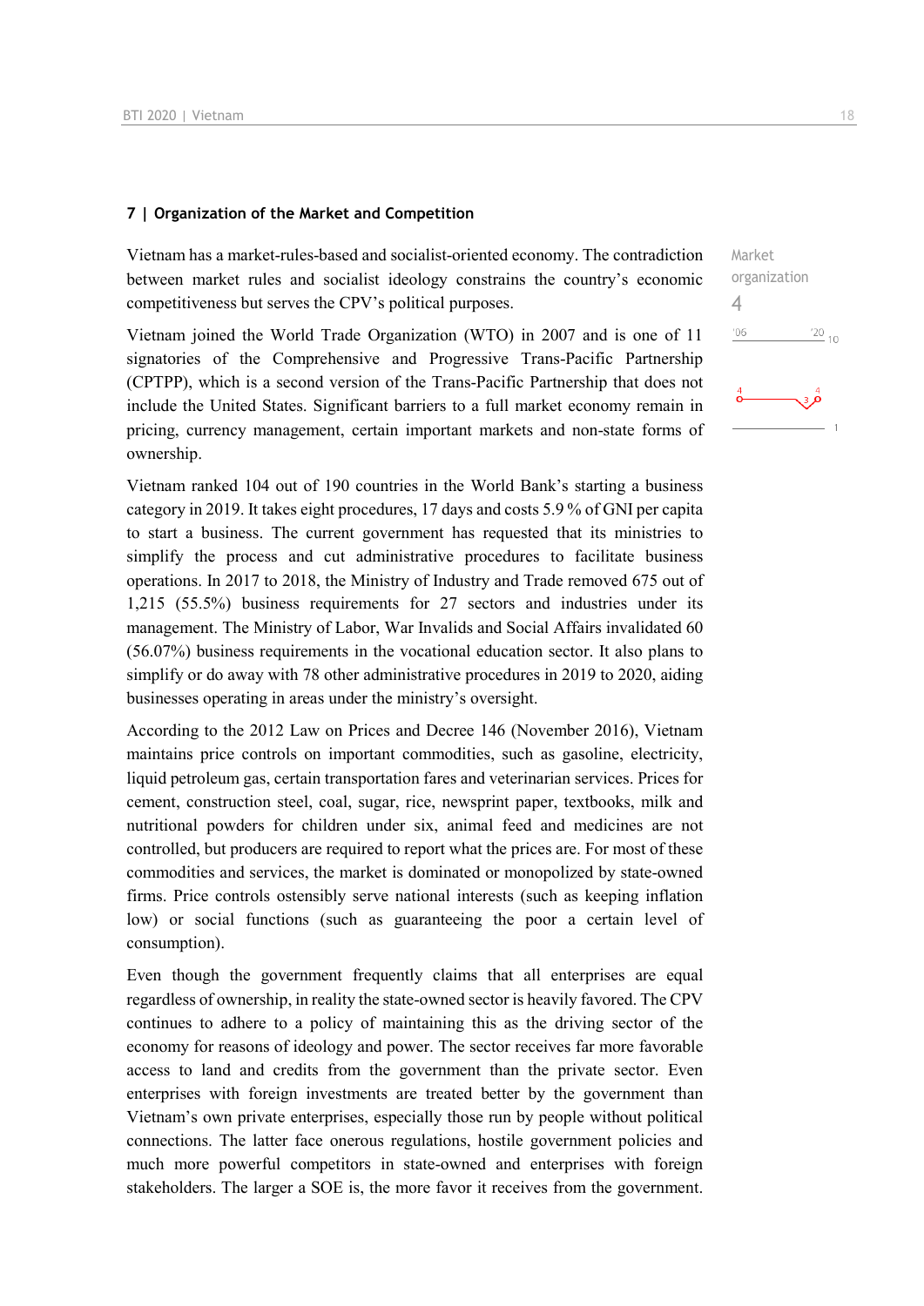## 7 | Organization of the Market and Competition

Market organization
4

Vietnam has a market-rules-based and socialist-oriented economy. The contradiction between market rules and socialist ideology constrains the country's economic competitiveness but serves the CPV's political purposes.

Vietnam joined the World Trade Organization (WTO) in 2007 and is one of 11 signatories of the Comprehensive and Progressive Trans-Pacific Partnership (CPTPP), which is a second version of the Trans-Pacific Partnership that does not include the United States. Significant barriers to a full market economy remain in pricing, currency management, certain important markets and non-state forms of ownership.

Vietnam ranked 104 out of 190 countries in the World Bank's starting a business category in 2019. It takes eight procedures, 17 days and costs 5.9 % of GNI per capita to start a business. The current government has requested that its ministries to simplify the process and cut administrative procedures to facilitate business operations. In 2017 to 2018, the Ministry of Industry and Trade removed 675 out of 1,215 (55.5%) business requirements for 27 sectors and industries under its management. The Ministry of Labor, War Invalids and Social Affairs invalidated 60 (56.07%) business requirements in the vocational education sector. It also plans to simplify or do away with 78 other administrative procedures in 2019 to 2020, aiding businesses operating in areas under the ministry's oversight.

According to the 2012 Law on Prices and Decree 146 (November 2016), Vietnam maintains price controls on important commodities, such as gasoline, electricity, liquid petroleum gas, certain transportation fares and veterinarian services. Prices for cement, construction steel, coal, sugar, rice, newsprint paper, textbooks, milk and nutritional powders for children under six, animal feed and medicines are not controlled, but producers are required to report what the prices are. For most of these commodities and services, the market is dominated or monopolized by state-owned firms. Price controls ostensibly serve national interests (such as keeping inflation low) or social functions (such as guaranteeing the poor a certain level of consumption).

Even though the government frequently claims that all enterprises are equal regardless of ownership, in reality the state-owned sector is heavily favored. The CPV continues to adhere to a policy of maintaining this as the driving sector of the economy for reasons of ideology and power. The sector receives far more favorable access to land and credits from the government than the private sector. Even enterprises with foreign investments are treated better by the government than Vietnam's own private enterprises, especially those run by people without political connections. The latter face onerous regulations, hostile government policies and much more powerful competitors in state-owned and enterprises with foreign stakeholders. The larger a SOE is, the more favor it receives from the government.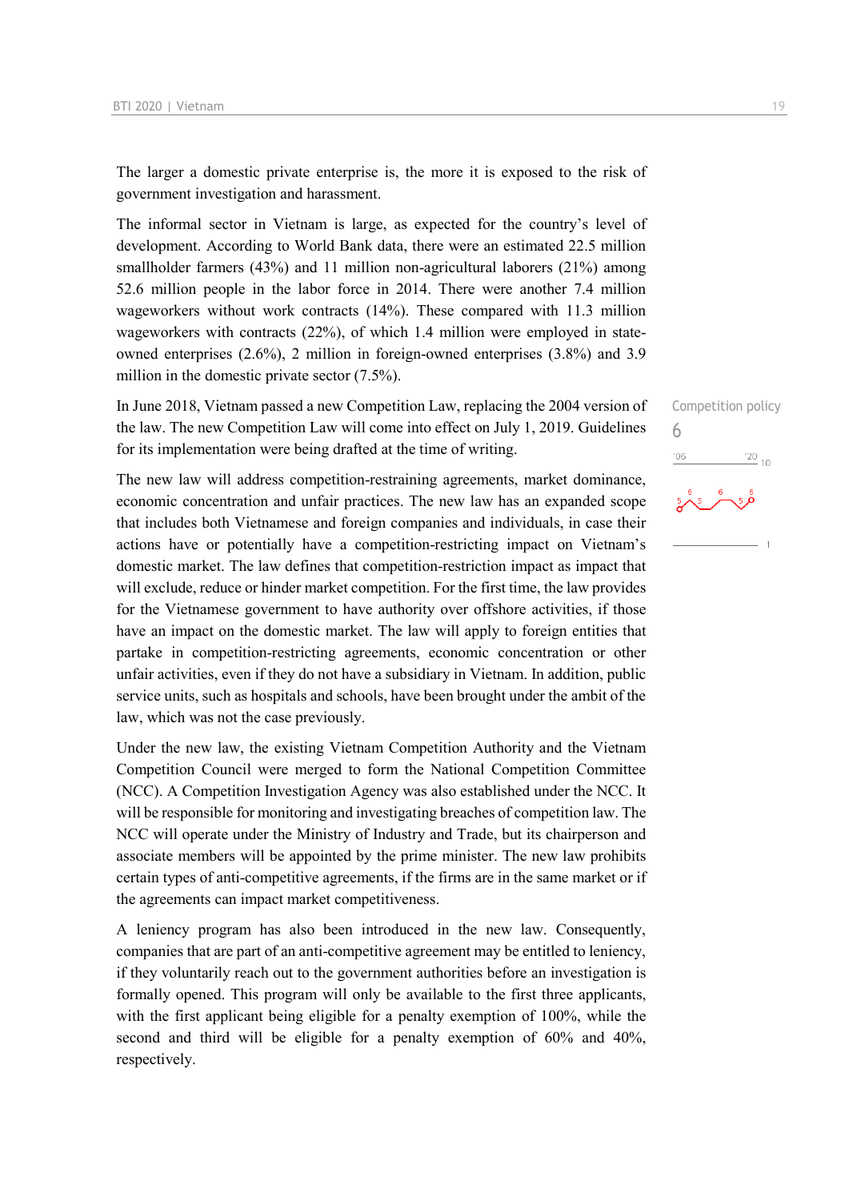The larger a domestic private enterprise is, the more it is exposed to the risk of government investigation and harassment.

The informal sector in Vietnam is large, as expected for the country's level of development. According to World Bank data, there were an estimated 22.5 million smallholder farmers (43%) and 11 million non-agricultural laborers (21%) among 52.6 million people in the labor force in 2014. There were another 7.4 million wageworkers without work contracts (14%). These compared with 11.3 million wageworkers with contracts (22%), of which 1.4 million were employed in state-owned enterprises (2.6%), 2 million in foreign-owned enterprises (3.8%) and 3.9 million in the domestic private sector (7.5%).

Competition policy
6

In June 2018, Vietnam passed a new Competition Law, replacing the 2004 version of the law. The new Competition Law will come into effect on July 1, 2019. Guidelines for its implementation were being drafted at the time of writing.

The new law will address competition-restraining agreements, market dominance, economic concentration and unfair practices. The new law has an expanded scope that includes both Vietnamese and foreign companies and individuals, in case their actions have or potentially have a competition-restricting impact on Vietnam's domestic market. The law defines that competition-restriction impact as impact that will exclude, reduce or hinder market competition. For the first time, the law provides for the Vietnamese government to have authority over offshore activities, if those have an impact on the domestic market. The law will apply to foreign entities that partake in competition-restricting agreements, economic concentration or other unfair activities, even if they do not have a subsidiary in Vietnam. In addition, public service units, such as hospitals and schools, have been brought under the ambit of the law, which was not the case previously.

Under the new law, the existing Vietnam Competition Authority and the Vietnam Competition Council were merged to form the National Competition Committee (NCC). A Competition Investigation Agency was also established under the NCC. It will be responsible for monitoring and investigating breaches of competition law. The NCC will operate under the Ministry of Industry and Trade, but its chairperson and associate members will be appointed by the prime minister. The new law prohibits certain types of anti-competitive agreements, if the firms are in the same market or if the agreements can impact market competitiveness.

A leniency program has also been introduced in the new law. Consequently, companies that are part of an anti-competitive agreement may be entitled to leniency, if they voluntarily reach out to the government authorities before an investigation is formally opened. This program will only be available to the first three applicants, with the first applicant being eligible for a penalty exemption of 100%, while the second and third will be eligible for a penalty exemption of 60% and 40%, respectively.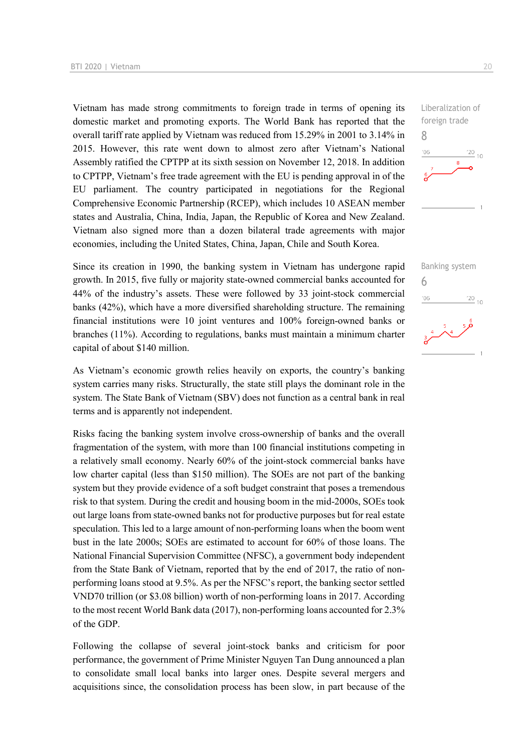Vietnam has made strong commitments to foreign trade in terms of opening its domestic market and promoting exports. The World Bank has reported that the overall tariff rate applied by Vietnam was reduced from 15.29% in 2001 to 3.14% in 2015. However, this rate went down to almost zero after Vietnam's National Assembly ratified the CPTPP at its sixth session on November 12, 2018. In addition to CPTPP, Vietnam's free trade agreement with the EU is pending approval in of the EU parliament. The country participated in negotiations for the Regional Comprehensive Economic Partnership (RCEP), which includes 10 ASEAN member states and Australia, China, India, Japan, the Republic of Korea and New Zealand. Vietnam also signed more than a dozen bilateral trade agreements with major economies, including the United States, China, Japan, Chile and South Korea.

Liberalization of foreign trade
8

Since its creation in 1990, the banking system in Vietnam has undergone rapid growth. In 2015, five fully or majority state-owned commercial banks accounted for 44% of the industry's assets. These were followed by 33 joint-stock commercial banks (42%), which have a more diversified shareholding structure. The remaining financial institutions were 10 joint ventures and 100% foreign-owned banks or branches (11%). According to regulations, banks must maintain a minimum charter capital of about $140 million.

Banking system
6

As Vietnam's economic growth relies heavily on exports, the country's banking system carries many risks. Structurally, the state still plays the dominant role in the system. The State Bank of Vietnam (SBV) does not function as a central bank in real terms and is apparently not independent.

Risks facing the banking system involve cross-ownership of banks and the overall fragmentation of the system, with more than 100 financial institutions competing in a relatively small economy. Nearly 60% of the joint-stock commercial banks have low charter capital (less than $150 million). The SOEs are not part of the banking system but they provide evidence of a soft budget constraint that poses a tremendous risk to that system. During the credit and housing boom in the mid-2000s, SOEs took out large loans from state-owned banks not for productive purposes but for real estate speculation. This led to a large amount of non-performing loans when the boom went bust in the late 2000s; SOEs are estimated to account for 60% of those loans. The National Financial Supervision Committee (NFSC), a government body independent from the State Bank of Vietnam, reported that by the end of 2017, the ratio of non-performing loans stood at 9.5%. As per the NFSC's report, the banking sector settled VND70 trillion (or $3.08 billion) worth of non-performing loans in 2017. According to the most recent World Bank data (2017), non-performing loans accounted for 2.3% of the GDP.

Following the collapse of several joint-stock banks and criticism for poor performance, the government of Prime Minister Nguyen Tan Dung announced a plan to consolidate small local banks into larger ones. Despite several mergers and acquisitions since, the consolidation process has been slow, in part because of the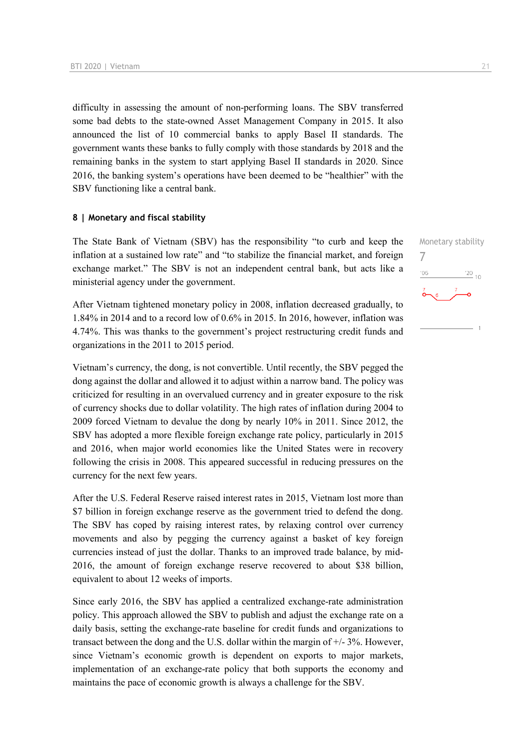difficulty in assessing the amount of non-performing loans. The SBV transferred some bad debts to the state-owned Asset Management Company in 2015. It also announced the list of 10 commercial banks to apply Basel II standards. The government wants these banks to fully comply with those standards by 2018 and the remaining banks in the system to start applying Basel II standards in 2020. Since 2016, the banking system's operations have been deemed to be "healthier" with the SBV functioning like a central bank.

#### 8 | Monetary and fiscal stability

Monetary stability
7

The State Bank of Vietnam (SBV) has the responsibility "to curb and keep the inflation at a sustained low rate" and "to stabilize the financial market, and foreign exchange market." The SBV is not an independent central bank, but acts like a ministerial agency under the government.

After Vietnam tightened monetary policy in 2008, inflation decreased gradually, to 1.84% in 2014 and to a record low of 0.6% in 2015. In 2016, however, inflation was 4.74%. This was thanks to the government's project restructuring credit funds and organizations in the 2011 to 2015 period.

Vietnam's currency, the dong, is not convertible. Until recently, the SBV pegged the dong against the dollar and allowed it to adjust within a narrow band. The policy was criticized for resulting in an overvalued currency and in greater exposure to the risk of currency shocks due to dollar volatility. The high rates of inflation during 2004 to 2009 forced Vietnam to devalue the dong by nearly 10% in 2011. Since 2012, the SBV has adopted a more flexible foreign exchange rate policy, particularly in 2015 and 2016, when major world economies like the United States were in recovery following the crisis in 2008. This appeared successful in reducing pressures on the currency for the next few years.

After the U.S. Federal Reserve raised interest rates in 2015, Vietnam lost more than $7 billion in foreign exchange reserve as the government tried to defend the dong. The SBV has coped by raising interest rates, by relaxing control over currency movements and also by pegging the currency against a basket of key foreign currencies instead of just the dollar. Thanks to an improved trade balance, by mid-2016, the amount of foreign exchange reserve recovered to about $38 billion, equivalent to about 12 weeks of imports.

Since early 2016, the SBV has applied a centralized exchange-rate administration policy. This approach allowed the SBV to publish and adjust the exchange rate on a daily basis, setting the exchange-rate baseline for credit funds and organizations to transact between the dong and the U.S. dollar within the margin of +/- 3%. However, since Vietnam's economic growth is dependent on exports to major markets, implementation of an exchange-rate policy that both supports the economy and maintains the pace of economic growth is always a challenge for the SBV.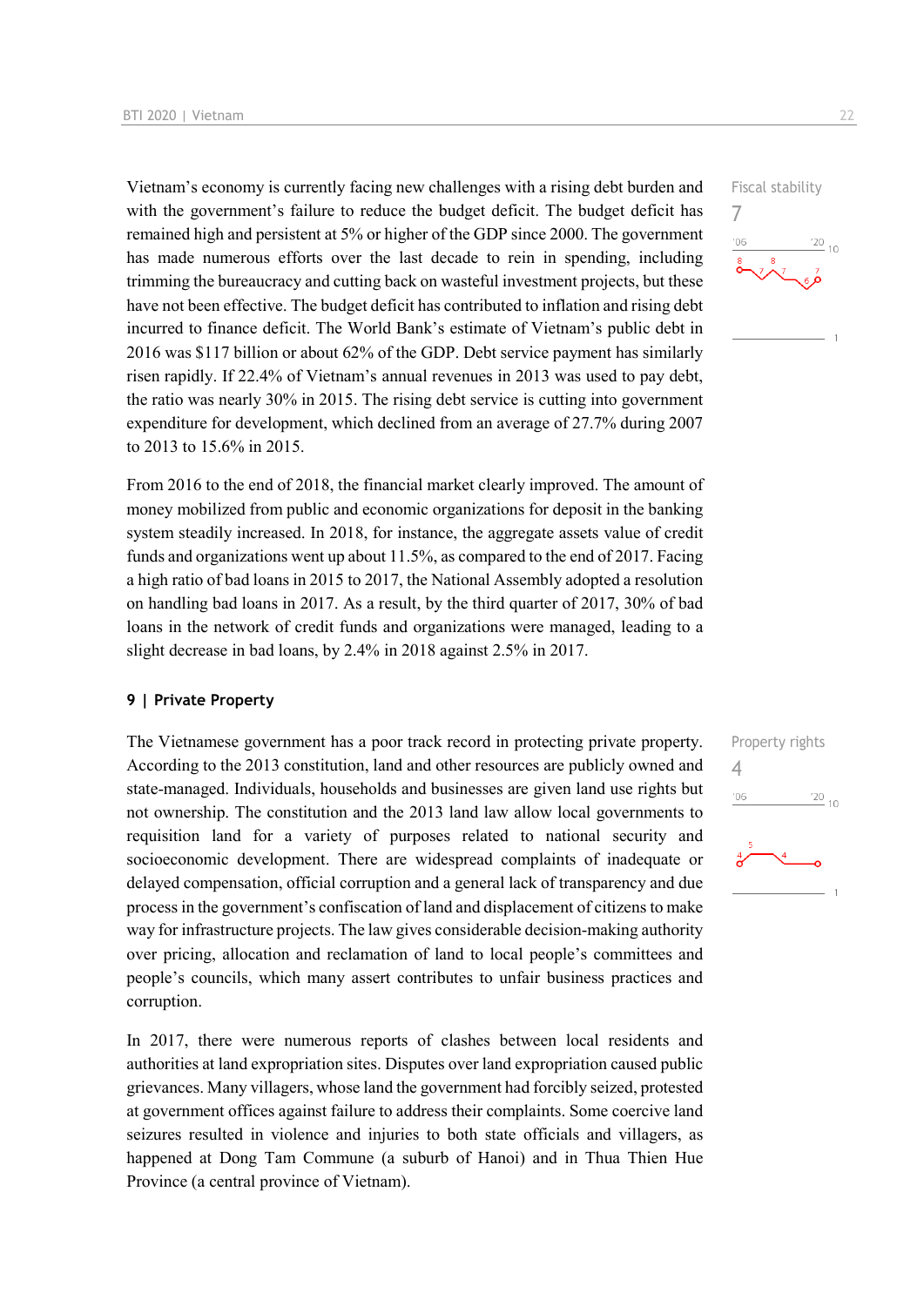Vietnam's economy is currently facing new challenges with a rising debt burden and with the government's failure to reduce the budget deficit. The budget deficit has remained high and persistent at 5% or higher of the GDP since 2000. The government has made numerous efforts over the last decade to rein in spending, including trimming the bureaucracy and cutting back on wasteful investment projects, but these have not been effective. The budget deficit has contributed to inflation and rising debt incurred to finance deficit. The World Bank's estimate of Vietnam's public debt in 2016 was $117 billion or about 62% of the GDP. Debt service payment has similarly risen rapidly. If 22.4% of Vietnam's annual revenues in 2013 was used to pay debt, the ratio was nearly 30% in 2015. The rising debt service is cutting into government expenditure for development, which declined from an average of 27.7% during 2007 to 2013 to 15.6% in 2015.

Fiscal stability
7

From 2016 to the end of 2018, the financial market clearly improved. The amount of money mobilized from public and economic organizations for deposit in the banking system steadily increased. In 2018, for instance, the aggregate assets value of credit funds and organizations went up about 11.5%, as compared to the end of 2017. Facing a high ratio of bad loans in 2015 to 2017, the National Assembly adopted a resolution on handling bad loans in 2017. As a result, by the third quarter of 2017, 30% of bad loans in the network of credit funds and organizations were managed, leading to a slight decrease in bad loans, by 2.4% in 2018 against 2.5% in 2017.

## 9 | Private Property

The Vietnamese government has a poor track record in protecting private property. According to the 2013 constitution, land and other resources are publicly owned and state-managed. Individuals, households and businesses are given land use rights but not ownership. The constitution and the 2013 land law allow local governments to requisition land for a variety of purposes related to national security and socioeconomic development. There are widespread complaints of inadequate or delayed compensation, official corruption and a general lack of transparency and due process in the government's confiscation of land and displacement of citizens to make way for infrastructure projects. The law gives considerable decision-making authority over pricing, allocation and reclamation of land to local people's committees and people's councils, which many assert contributes to unfair business practices and corruption.

Property rights
4

In 2017, there were numerous reports of clashes between local residents and authorities at land expropriation sites. Disputes over land expropriation caused public grievances. Many villagers, whose land the government had forcibly seized, protested at government offices against failure to address their complaints. Some coercive land seizures resulted in violence and injuries to both state officials and villagers, as happened at Dong Tam Commune (a suburb of Hanoi) and in Thua Thien Hue Province (a central province of Vietnam).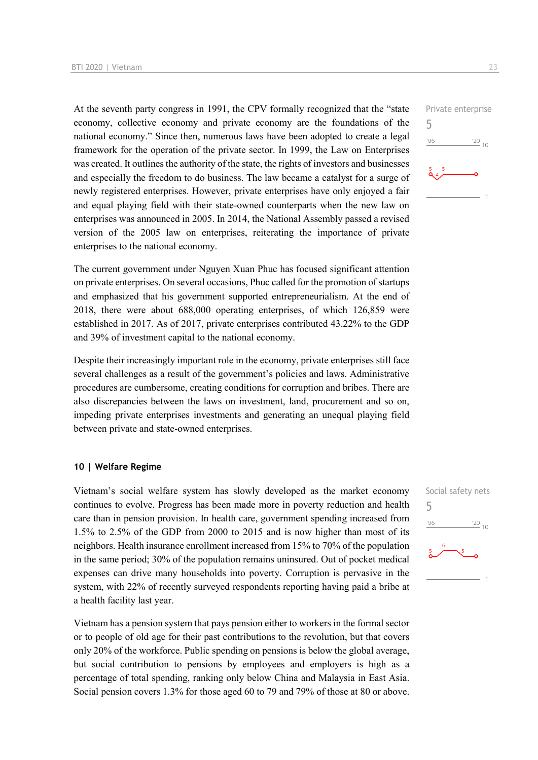At the seventh party congress in 1991, the CPV formally recognized that the "state economy, collective economy and private economy are the foundations of the national economy." Since then, numerous laws have been adopted to create a legal framework for the operation of the private sector. In 1999, the Law on Enterprises was created. It outlines the authority of the state, the rights of investors and businesses and especially the freedom to do business. The law became a catalyst for a surge of newly registered enterprises. However, private enterprises have only enjoyed a fair and equal playing field with their state-owned counterparts when the new law on enterprises was announced in 2005. In 2014, the National Assembly passed a revised version of the 2005 law on enterprises, reiterating the importance of private enterprises to the national economy.

Private enterprise
5

The current government under Nguyen Xuan Phuc has focused significant attention on private enterprises. On several occasions, Phuc called for the promotion of startups and emphasized that his government supported entrepreneurialism. At the end of 2018, there were about 688,000 operating enterprises, of which 126,859 were established in 2017. As of 2017, private enterprises contributed 43.22% to the GDP and 39% of investment capital to the national economy.

Despite their increasingly important role in the economy, private enterprises still face several challenges as a result of the government's policies and laws. Administrative procedures are cumbersome, creating conditions for corruption and bribes. There are also discrepancies between the laws on investment, land, procurement and so on, impeding private enterprises investments and generating an unequal playing field between private and state-owned enterprises.

## 10 | Welfare Regime

Vietnam's social welfare system has slowly developed as the market economy continues to evolve. Progress has been made more in poverty reduction and health care than in pension provision. In health care, government spending increased from 1.5% to 2.5% of the GDP from 2000 to 2015 and is now higher than most of its neighbors. Health insurance enrollment increased from 15% to 70% of the population in the same period; 30% of the population remains uninsured. Out of pocket medical expenses can drive many households into poverty. Corruption is pervasive in the system, with 22% of recently surveyed respondents reporting having paid a bribe at a health facility last year.

Social safety nets
5

Vietnam has a pension system that pays pension either to workers in the formal sector or to people of old age for their past contributions to the revolution, but that covers only 20% of the workforce. Public spending on pensions is below the global average, but social contribution to pensions by employees and employers is high as a percentage of total spending, ranking only below China and Malaysia in East Asia. Social pension covers 1.3% for those aged 60 to 79 and 79% of those at 80 or above.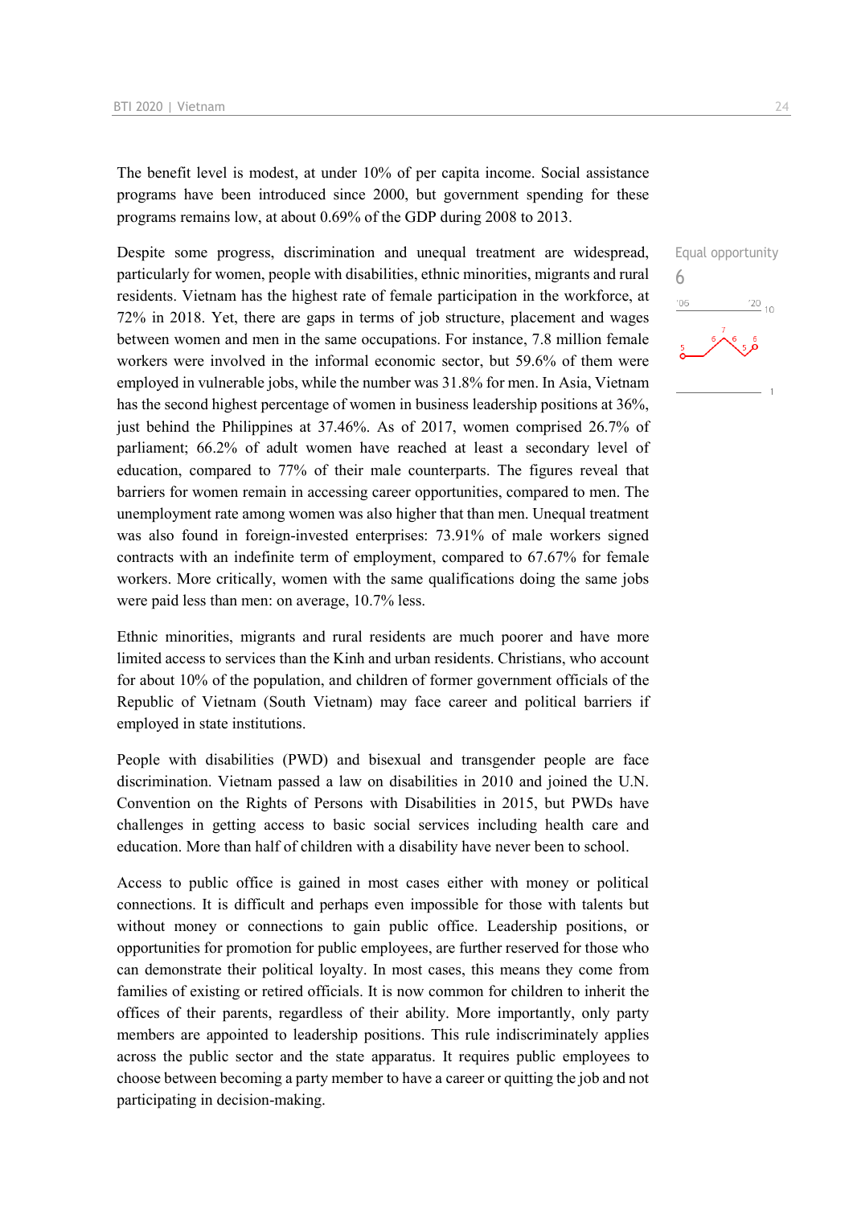The benefit level is modest, at under 10% of per capita income. Social assistance programs have been introduced since 2000, but government spending for these programs remains low, at about 0.69% of the GDP during 2008 to 2013.

Equal opportunity
6

Despite some progress, discrimination and unequal treatment are widespread, particularly for women, people with disabilities, ethnic minorities, migrants and rural residents. Vietnam has the highest rate of female participation in the workforce, at 72% in 2018. Yet, there are gaps in terms of job structure, placement and wages between women and men in the same occupations. For instance, 7.8 million female workers were involved in the informal economic sector, but 59.6% of them were employed in vulnerable jobs, while the number was 31.8% for men. In Asia, Vietnam has the second highest percentage of women in business leadership positions at 36%, just behind the Philippines at 37.46%. As of 2017, women comprised 26.7% of parliament; 66.2% of adult women have reached at least a secondary level of education, compared to 77% of their male counterparts. The figures reveal that barriers for women remain in accessing career opportunities, compared to men. The unemployment rate among women was also higher that than men. Unequal treatment was also found in foreign-invested enterprises: 73.91% of male workers signed contracts with an indefinite term of employment, compared to 67.67% for female workers. More critically, women with the same qualifications doing the same jobs were paid less than men: on average, 10.7% less.

Ethnic minorities, migrants and rural residents are much poorer and have more limited access to services than the Kinh and urban residents. Christians, who account for about 10% of the population, and children of former government officials of the Republic of Vietnam (South Vietnam) may face career and political barriers if employed in state institutions.

People with disabilities (PWD) and bisexual and transgender people are face discrimination. Vietnam passed a law on disabilities in 2010 and joined the U.N. Convention on the Rights of Persons with Disabilities in 2015, but PWDs have challenges in getting access to basic social services including health care and education. More than half of children with a disability have never been to school.

Access to public office is gained in most cases either with money or political connections. It is difficult and perhaps even impossible for those with talents but without money or connections to gain public office. Leadership positions, or opportunities for promotion for public employees, are further reserved for those who can demonstrate their political loyalty. In most cases, this means they come from families of existing or retired officials. It is now common for children to inherit the offices of their parents, regardless of their ability. More importantly, only party members are appointed to leadership positions. This rule indiscriminately applies across the public sector and the state apparatus. It requires public employees to choose between becoming a party member to have a career or quitting the job and not participating in decision-making.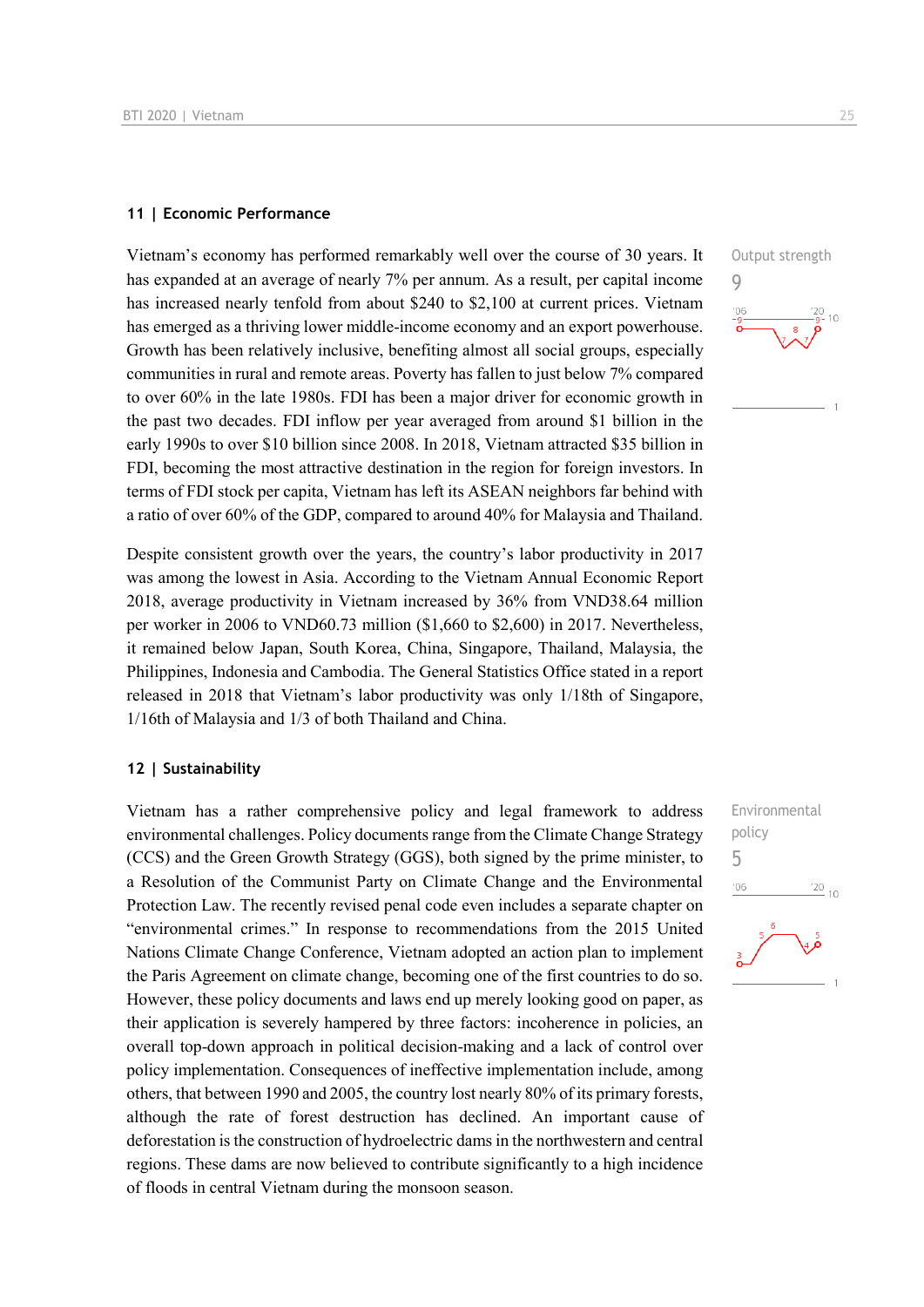## 11 | Economic Performance

Output strength
9

Vietnam's economy has performed remarkably well over the course of 30 years. It has expanded at an average of nearly 7% per annum. As a result, per capital income has increased nearly tenfold from about $240 to $2,100 at current prices. Vietnam has emerged as a thriving lower middle-income economy and an export powerhouse. Growth has been relatively inclusive, benefiting almost all social groups, especially communities in rural and remote areas. Poverty has fallen to just below 7% compared to over 60% in the late 1980s. FDI has been a major driver for economic growth in the past two decades. FDI inflow per year averaged from around $1 billion in the early 1990s to over $10 billion since 2008. In 2018, Vietnam attracted $35 billion in FDI, becoming the most attractive destination in the region for foreign investors. In terms of FDI stock per capita, Vietnam has left its ASEAN neighbors far behind with a ratio of over 60% of the GDP, compared to around 40% for Malaysia and Thailand.

Despite consistent growth over the years, the country's labor productivity in 2017 was among the lowest in Asia. According to the Vietnam Annual Economic Report 2018, average productivity in Vietnam increased by 36% from VND38.64 million per worker in 2006 to VND60.73 million ($1,660 to $2,600) in 2017. Nevertheless, it remained below Japan, South Korea, China, Singapore, Thailand, Malaysia, the Philippines, Indonesia and Cambodia. The General Statistics Office stated in a report released in 2018 that Vietnam's labor productivity was only 1/18th of Singapore, 1/16th of Malaysia and 1/3 of both Thailand and China.

## 12 | Sustainability

Environmental policy
5

Vietnam has a rather comprehensive policy and legal framework to address environmental challenges. Policy documents range from the Climate Change Strategy (CCS) and the Green Growth Strategy (GGS), both signed by the prime minister, to a Resolution of the Communist Party on Climate Change and the Environmental Protection Law. The recently revised penal code even includes a separate chapter on "environmental crimes." In response to recommendations from the 2015 United Nations Climate Change Conference, Vietnam adopted an action plan to implement the Paris Agreement on climate change, becoming one of the first countries to do so. However, these policy documents and laws end up merely looking good on paper, as their application is severely hampered by three factors: incoherence in policies, an overall top-down approach in political decision-making and a lack of control over policy implementation. Consequences of ineffective implementation include, among others, that between 1990 and 2005, the country lost nearly 80% of its primary forests, although the rate of forest destruction has declined. An important cause of deforestation is the construction of hydroelectric dams in the northwestern and central regions. These dams are now believed to contribute significantly to a high incidence of floods in central Vietnam during the monsoon season.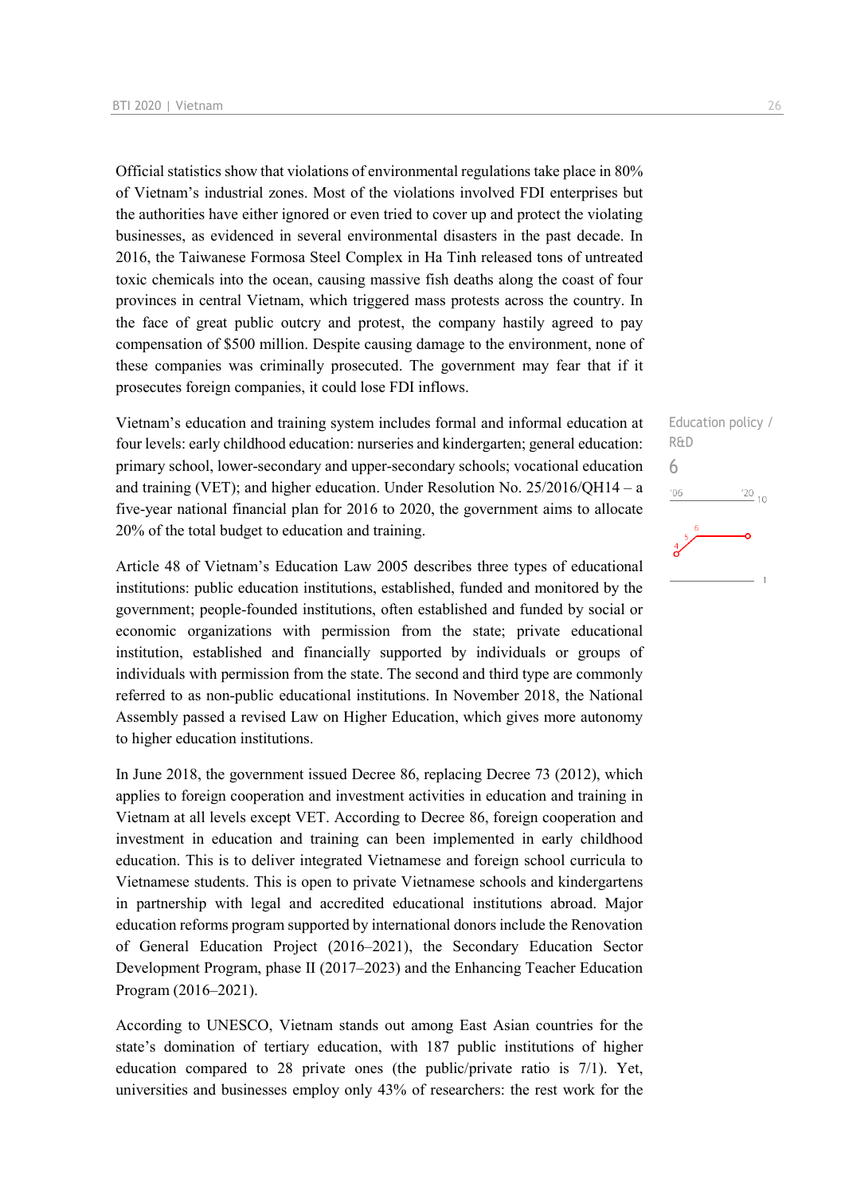Official statistics show that violations of environmental regulations take place in 80% of Vietnam's industrial zones. Most of the violations involved FDI enterprises but the authorities have either ignored or even tried to cover up and protect the violating businesses, as evidenced in several environmental disasters in the past decade. In 2016, the Taiwanese Formosa Steel Complex in Ha Tinh released tons of untreated toxic chemicals into the ocean, causing massive fish deaths along the coast of four provinces in central Vietnam, which triggered mass protests across the country. In the face of great public outcry and protest, the company hastily agreed to pay compensation of $500 million. Despite causing damage to the environment, none of these companies was criminally prosecuted. The government may fear that if it prosecutes foreign companies, it could lose FDI inflows.

Education policy / R&D

6

Vietnam's education and training system includes formal and informal education at four levels: early childhood education: nurseries and kindergarten; general education: primary school, lower-secondary and upper-secondary schools; vocational education and training (VET); and higher education. Under Resolution No. 25/2016/QH14 – a five-year national financial plan for 2016 to 2020, the government aims to allocate 20% of the total budget to education and training.

Article 48 of Vietnam's Education Law 2005 describes three types of educational institutions: public education institutions, established, funded and monitored by the government; people-founded institutions, often established and funded by social or economic organizations with permission from the state; private educational institution, established and financially supported by individuals or groups of individuals with permission from the state. The second and third type are commonly referred to as non-public educational institutions. In November 2018, the National Assembly passed a revised Law on Higher Education, which gives more autonomy to higher education institutions.

In June 2018, the government issued Decree 86, replacing Decree 73 (2012), which applies to foreign cooperation and investment activities in education and training in Vietnam at all levels except VET. According to Decree 86, foreign cooperation and investment in education and training can been implemented in early childhood education. This is to deliver integrated Vietnamese and foreign school curricula to Vietnamese students. This is open to private Vietnamese schools and kindergartens in partnership with legal and accredited educational institutions abroad. Major education reforms program supported by international donors include the Renovation of General Education Project (2016–2021), the Secondary Education Sector Development Program, phase II (2017–2023) and the Enhancing Teacher Education Program (2016–2021).

According to UNESCO, Vietnam stands out among East Asian countries for the state's domination of tertiary education, with 187 public institutions of higher education compared to 28 private ones (the public/private ratio is 7/1). Yet, universities and businesses employ only 43% of researchers: the rest work for the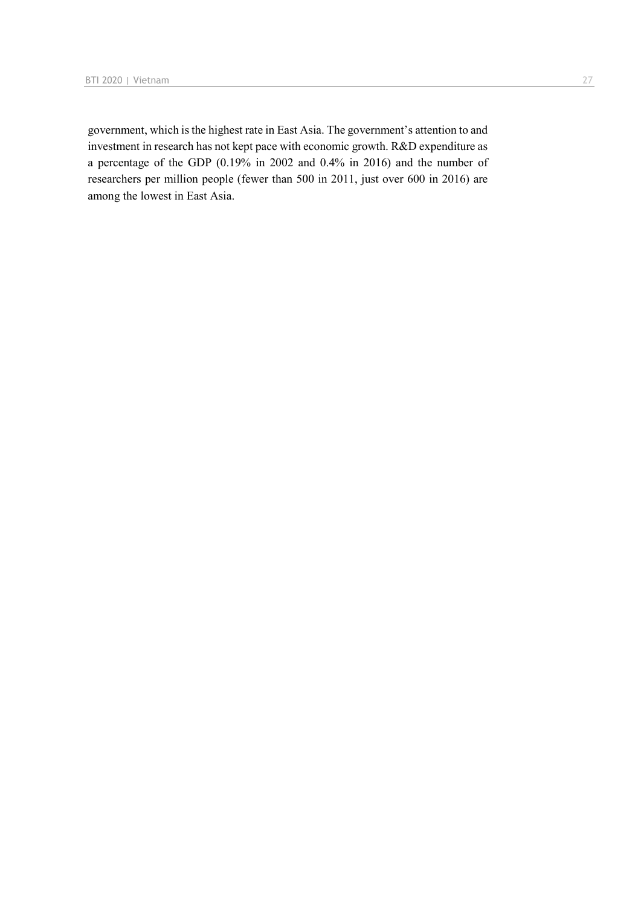government, which is the highest rate in East Asia. The government's attention to and investment in research has not kept pace with economic growth. R&D expenditure as a percentage of the GDP (0.19% in 2002 and 0.4% in 2016) and the number of researchers per million people (fewer than 500 in 2011, just over 600 in 2016) are among the lowest in East Asia.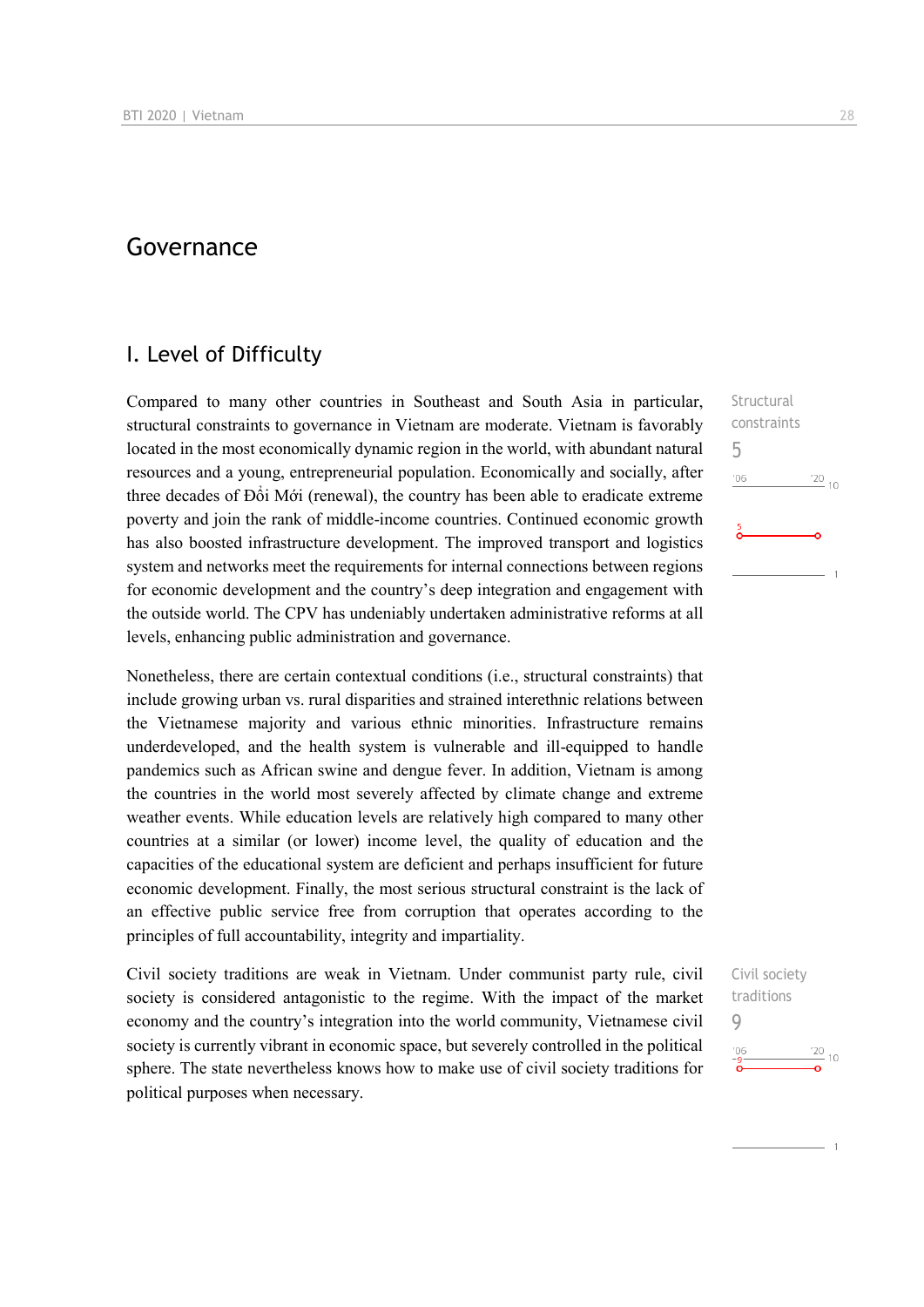# Governance

## I. Level of Difficulty

Compared to many other countries in Southeast and South Asia in particular, structural constraints to governance in Vietnam are moderate. Vietnam is favorably located in the most economically dynamic region in the world, with abundant natural resources and a young, entrepreneurial population. Economically and socially, after three decades of Đổi Mới (renewal), the country has been able to eradicate extreme poverty and join the rank of middle-income countries. Continued economic growth has also boosted infrastructure development. The improved transport and logistics system and networks meet the requirements for internal connections between regions for economic development and the country's deep integration and engagement with the outside world. The CPV has undeniably undertaken administrative reforms at all levels, enhancing public administration and governance.

Structural constraints
5

Nonetheless, there are certain contextual conditions (i.e., structural constraints) that include growing urban vs. rural disparities and strained interethnic relations between the Vietnamese majority and various ethnic minorities. Infrastructure remains underdeveloped, and the health system is vulnerable and ill-equipped to handle pandemics such as African swine and dengue fever. In addition, Vietnam is among the countries in the world most severely affected by climate change and extreme weather events. While education levels are relatively high compared to many other countries at a similar (or lower) income level, the quality of education and the capacities of the educational system are deficient and perhaps insufficient for future economic development. Finally, the most serious structural constraint is the lack of an effective public service free from corruption that operates according to the principles of full accountability, integrity and impartiality.

Civil society traditions
9

Civil society traditions are weak in Vietnam. Under communist party rule, civil society is considered antagonistic to the regime. With the impact of the market economy and the country's integration into the world community, Vietnamese civil society is currently vibrant in economic space, but severely controlled in the political sphere. The state nevertheless knows how to make use of civil society traditions for political purposes when necessary.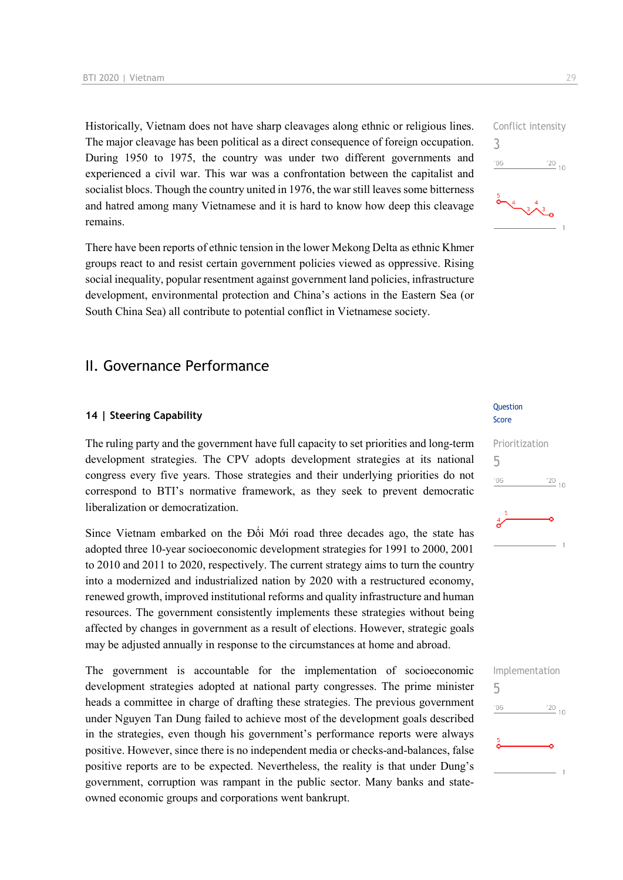Historically, Vietnam does not have sharp cleavages along ethnic or religious lines. The major cleavage has been political as a direct consequence of foreign occupation. During 1950 to 1975, the country was under two different governments and experienced a civil war. This war was a confrontation between the capitalist and socialist blocs. Though the country united in 1976, the war still leaves some bitterness and hatred among many Vietnamese and it is hard to know how deep this cleavage remains.

Conflict intensity
3

There have been reports of ethnic tension in the lower Mekong Delta as ethnic Khmer groups react to and resist certain government policies viewed as oppressive. Rising social inequality, popular resentment against government land policies, infrastructure development, environmental protection and China's actions in the Eastern Sea (or South China Sea) all contribute to potential conflict in Vietnamese society.

## II. Governance Performance

### 14 | Steering Capability

Question Score

Prioritization
5

The ruling party and the government have full capacity to set priorities and long-term development strategies. The CPV adopts development strategies at its national congress every five years. Those strategies and their underlying priorities do not correspond to BTI's normative framework, as they seek to prevent democratic liberalization or democratization.

Since Vietnam embarked on the Đổi Mới road three decades ago, the state has adopted three 10-year socioeconomic development strategies for 1991 to 2000, 2001 to 2010 and 2011 to 2020, respectively. The current strategy aims to turn the country into a modernized and industrialized nation by 2020 with a restructured economy, renewed growth, improved institutional reforms and quality infrastructure and human resources. The government consistently implements these strategies without being affected by changes in government as a result of elections. However, strategic goals may be adjusted annually in response to the circumstances at home and abroad.

Implementation
5

The government is accountable for the implementation of socioeconomic development strategies adopted at national party congresses. The prime minister heads a committee in charge of drafting these strategies. The previous government under Nguyen Tan Dung failed to achieve most of the development goals described in the strategies, even though his government's performance reports were always positive. However, since there is no independent media or checks-and-balances, false positive reports are to be expected. Nevertheless, the reality is that under Dung's government, corruption was rampant in the public sector. Many banks and state-owned economic groups and corporations went bankrupt.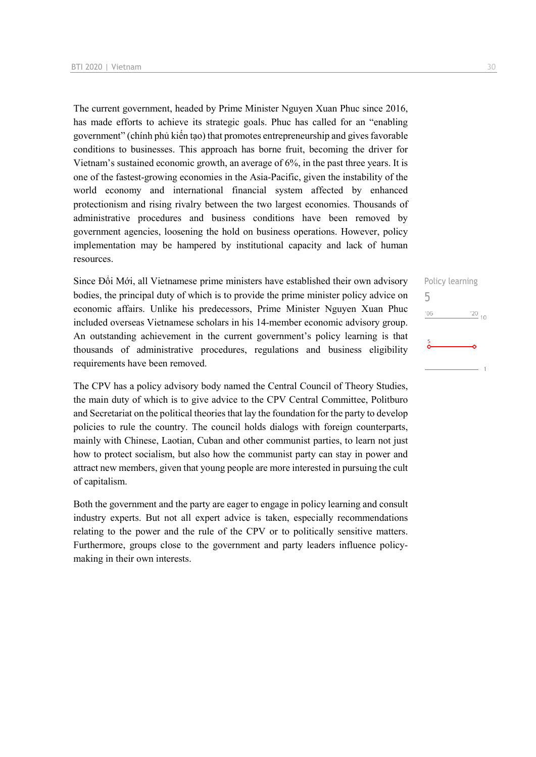The current government, headed by Prime Minister Nguyen Xuan Phuc since 2016, has made efforts to achieve its strategic goals. Phuc has called for an "enabling government" (chính phủ kiến tạo) that promotes entrepreneurship and gives favorable conditions to businesses. This approach has borne fruit, becoming the driver for Vietnam's sustained economic growth, an average of 6%, in the past three years. It is one of the fastest-growing economies in the Asia-Pacific, given the instability of the world economy and international financial system affected by enhanced protectionism and rising rivalry between the two largest economies. Thousands of administrative procedures and business conditions have been removed by government agencies, loosening the hold on business operations. However, policy implementation may be hampered by institutional capacity and lack of human resources.

Policy learning

5

Since Đổi Mới, all Vietnamese prime ministers have established their own advisory bodies, the principal duty of which is to provide the prime minister policy advice on economic affairs. Unlike his predecessors, Prime Minister Nguyen Xuan Phuc included overseas Vietnamese scholars in his 14-member economic advisory group. An outstanding achievement in the current government's policy learning is that thousands of administrative procedures, regulations and business eligibility requirements have been removed.

The CPV has a policy advisory body named the Central Council of Theory Studies, the main duty of which is to give advice to the CPV Central Committee, Politburo and Secretariat on the political theories that lay the foundation for the party to develop policies to rule the country. The council holds dialogs with foreign counterparts, mainly with Chinese, Laotian, Cuban and other communist parties, to learn not just how to protect socialism, but also how the communist party can stay in power and attract new members, given that young people are more interested in pursuing the cult of capitalism.

Both the government and the party are eager to engage in policy learning and consult industry experts. But not all expert advice is taken, especially recommendations relating to the power and the rule of the CPV or to politically sensitive matters. Furthermore, groups close to the government and party leaders influence policy-making in their own interests.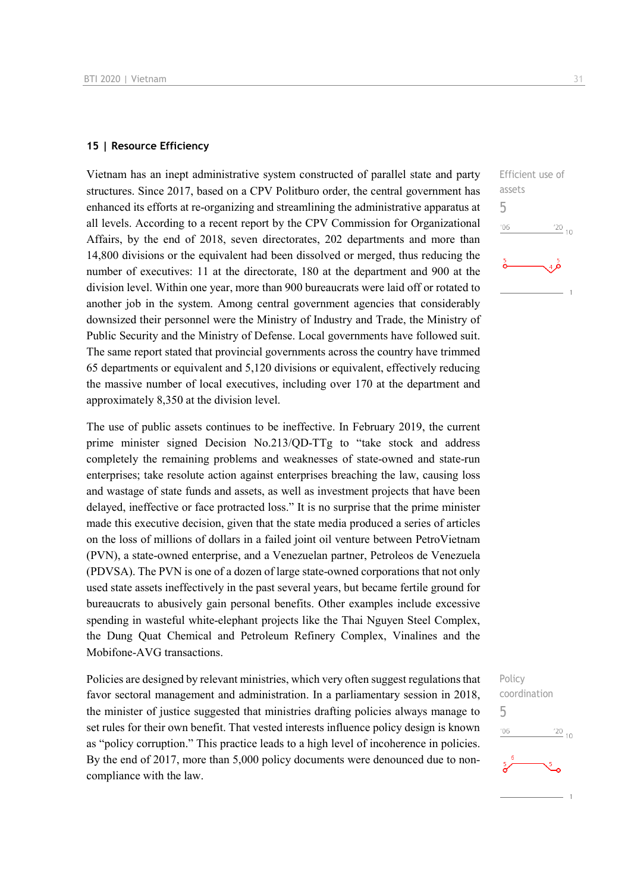## 15 | Resource Efficiency

Efficient use of assets

5

Vietnam has an inept administrative system constructed of parallel state and party structures. Since 2017, based on a CPV Politburo order, the central government has enhanced its efforts at re-organizing and streamlining the administrative apparatus at all levels. According to a recent report by the CPV Commission for Organizational Affairs, by the end of 2018, seven directorates, 202 departments and more than 14,800 divisions or the equivalent had been dissolved or merged, thus reducing the number of executives: 11 at the directorate, 180 at the department and 900 at the division level. Within one year, more than 900 bureaucrats were laid off or rotated to another job in the system. Among central government agencies that considerably downsized their personnel were the Ministry of Industry and Trade, the Ministry of Public Security and the Ministry of Defense. Local governments have followed suit. The same report stated that provincial governments across the country have trimmed 65 departments or equivalent and 5,120 divisions or equivalent, effectively reducing the massive number of local executives, including over 170 at the department and approximately 8,350 at the division level.

The use of public assets continues to be ineffective. In February 2019, the current prime minister signed Decision No.213/QD-TTg to "take stock and address completely the remaining problems and weaknesses of state-owned and state-run enterprises; take resolute action against enterprises breaching the law, causing loss and wastage of state funds and assets, as well as investment projects that have been delayed, ineffective or face protracted loss." It is no surprise that the prime minister made this executive decision, given that the state media produced a series of articles on the loss of millions of dollars in a failed joint oil venture between PetroVietnam (PVN), a state-owned enterprise, and a Venezuelan partner, Petroleos de Venezuela (PDVSA). The PVN is one of a dozen of large state-owned corporations that not only used state assets ineffectively in the past several years, but became fertile ground for bureaucrats to abusively gain personal benefits. Other examples include excessive spending in wasteful white-elephant projects like the Thai Nguyen Steel Complex, the Dung Quat Chemical and Petroleum Refinery Complex, Vinalines and the Mobifone-AVG transactions.

Policy coordination

5

Policies are designed by relevant ministries, which very often suggest regulations that favor sectoral management and administration. In a parliamentary session in 2018, the minister of justice suggested that ministries drafting policies always manage to set rules for their own benefit. That vested interests influence policy design is known as "policy corruption." This practice leads to a high level of incoherence in policies. By the end of 2017, more than 5,000 policy documents were denounced due to non-compliance with the law.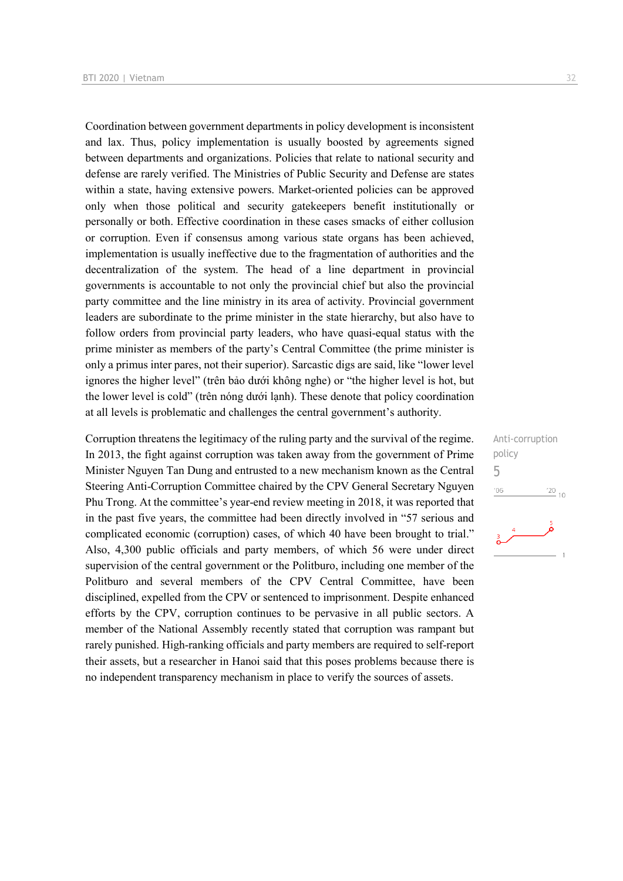Coordination between government departments in policy development is inconsistent and lax. Thus, policy implementation is usually boosted by agreements signed between departments and organizations. Policies that relate to national security and defense are rarely verified. The Ministries of Public Security and Defense are states within a state, having extensive powers. Market-oriented policies can be approved only when those political and security gatekeepers benefit institutionally or personally or both. Effective coordination in these cases smacks of either collusion or corruption. Even if consensus among various state organs has been achieved, implementation is usually ineffective due to the fragmentation of authorities and the decentralization of the system. The head of a line department in provincial governments is accountable to not only the provincial chief but also the provincial party committee and the line ministry in its area of activity. Provincial government leaders are subordinate to the prime minister in the state hierarchy, but also have to follow orders from provincial party leaders, who have quasi-equal status with the prime minister as members of the party's Central Committee (the prime minister is only a primus inter pares, not their superior). Sarcastic digs are said, like "lower level ignores the higher level" (trên bảo dưới không nghe) or "the higher level is hot, but the lower level is cold" (trên nóng dưới lạnh). These denote that policy coordination at all levels is problematic and challenges the central government's authority.

Anti-corruption policy

5

Corruption threatens the legitimacy of the ruling party and the survival of the regime. In 2013, the fight against corruption was taken away from the government of Prime Minister Nguyen Tan Dung and entrusted to a new mechanism known as the Central Steering Anti-Corruption Committee chaired by the CPV General Secretary Nguyen Phu Trong. At the committee's year-end review meeting in 2018, it was reported that in the past five years, the committee had been directly involved in "57 serious and complicated economic (corruption) cases, of which 40 have been brought to trial." Also, 4,300 public officials and party members, of which 56 were under direct supervision of the central government or the Politburo, including one member of the Politburo and several members of the CPV Central Committee, have been disciplined, expelled from the CPV or sentenced to imprisonment. Despite enhanced efforts by the CPV, corruption continues to be pervasive in all public sectors. A member of the National Assembly recently stated that corruption was rampant but rarely punished. High-ranking officials and party members are required to self-report their assets, but a researcher in Hanoi said that this poses problems because there is no independent transparency mechanism in place to verify the sources of assets.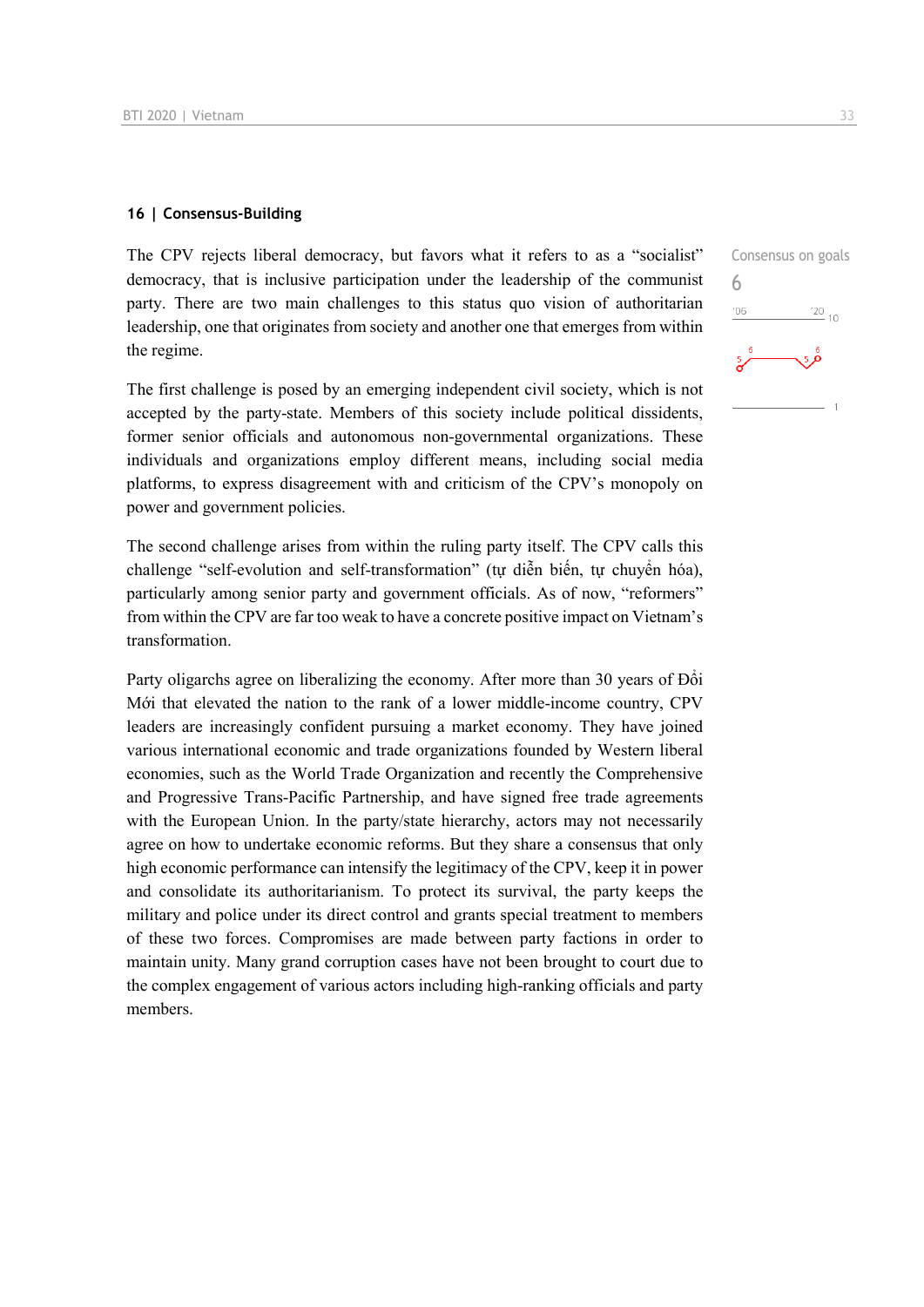## 16 | Consensus-Building

Consensus on goals

6

The CPV rejects liberal democracy, but favors what it refers to as a "socialist" democracy, that is inclusive participation under the leadership of the communist party. There are two main challenges to this status quo vision of authoritarian leadership, one that originates from society and another one that emerges from within the regime.

The first challenge is posed by an emerging independent civil society, which is not accepted by the party-state. Members of this society include political dissidents, former senior officials and autonomous non-governmental organizations. These individuals and organizations employ different means, including social media platforms, to express disagreement with and criticism of the CPV's monopoly on power and government policies.

The second challenge arises from within the ruling party itself. The CPV calls this challenge "self-evolution and self-transformation" (tự diễn biến, tự chuyển hóa), particularly among senior party and government officials. As of now, "reformers" from within the CPV are far too weak to have a concrete positive impact on Vietnam's transformation.

Party oligarchs agree on liberalizing the economy. After more than 30 years of Đổi Mới that elevated the nation to the rank of a lower middle-income country, CPV leaders are increasingly confident pursuing a market economy. They have joined various international economic and trade organizations founded by Western liberal economies, such as the World Trade Organization and recently the Comprehensive and Progressive Trans-Pacific Partnership, and have signed free trade agreements with the European Union. In the party/state hierarchy, actors may not necessarily agree on how to undertake economic reforms. But they share a consensus that only high economic performance can intensify the legitimacy of the CPV, keep it in power and consolidate its authoritarianism. To protect its survival, the party keeps the military and police under its direct control and grants special treatment to members of these two forces. Compromises are made between party factions in order to maintain unity. Many grand corruption cases have not been brought to court due to the complex engagement of various actors including high-ranking officials and party members.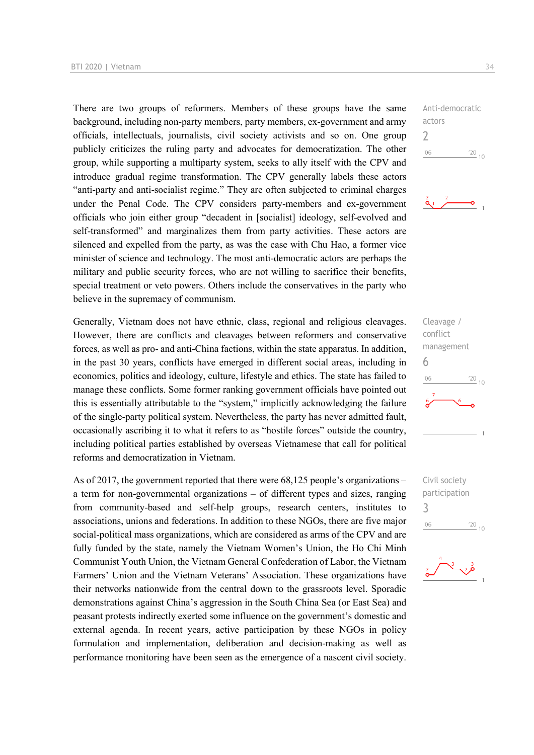There are two groups of reformers. Members of these groups have the same background, including non-party members, party members, ex-government and army officials, intellectuals, journalists, civil society activists and so on. One group publicly criticizes the ruling party and advocates for democratization. The other group, while supporting a multiparty system, seeks to ally itself with the CPV and introduce gradual regime transformation. The CPV generally labels these actors "anti-party and anti-socialist regime." They are often subjected to criminal charges under the Penal Code. The CPV considers party-members and ex-government officials who join either group "decadent in [socialist] ideology, self-evolved and self-transformed" and marginalizes them from party activities. These actors are silenced and expelled from the party, as was the case with Chu Hao, a former vice minister of science and technology. The most anti-democratic actors are perhaps the military and public security forces, who are not willing to sacrifice their benefits, special treatment or veto powers. Others include the conservatives in the party who believe in the supremacy of communism.

Anti-democratic actors
2

Generally, Vietnam does not have ethnic, class, regional and religious cleavages. However, there are conflicts and cleavages between reformers and conservative forces, as well as pro- and anti-China factions, within the state apparatus. In addition, in the past 30 years, conflicts have emerged in different social areas, including in economics, politics and ideology, culture, lifestyle and ethics. The state has failed to manage these conflicts. Some former ranking government officials have pointed out this is essentially attributable to the "system," implicitly acknowledging the failure of the single-party political system. Nevertheless, the party has never admitted fault, occasionally ascribing it to what it refers to as "hostile forces" outside the country, including political parties established by overseas Vietnamese that call for political reforms and democratization in Vietnam.

Cleavage / conflict management
6

As of 2017, the government reported that there were 68,125 people's organizations – a term for non-governmental organizations – of different types and sizes, ranging from community-based and self-help groups, research centers, institutes to associations, unions and federations. In addition to these NGOs, there are five major social-political mass organizations, which are considered as arms of the CPV and are fully funded by the state, namely the Vietnam Women's Union, the Ho Chi Minh Communist Youth Union, the Vietnam General Confederation of Labor, the Vietnam Farmers' Union and the Vietnam Veterans' Association. These organizations have their networks nationwide from the central down to the grassroots level. Sporadic demonstrations against China's aggression in the South China Sea (or East Sea) and peasant protests indirectly exerted some influence on the government's domestic and external agenda. In recent years, active participation by these NGOs in policy formulation and implementation, deliberation and decision-making as well as performance monitoring have been seen as the emergence of a nascent civil society.

Civil society participation
3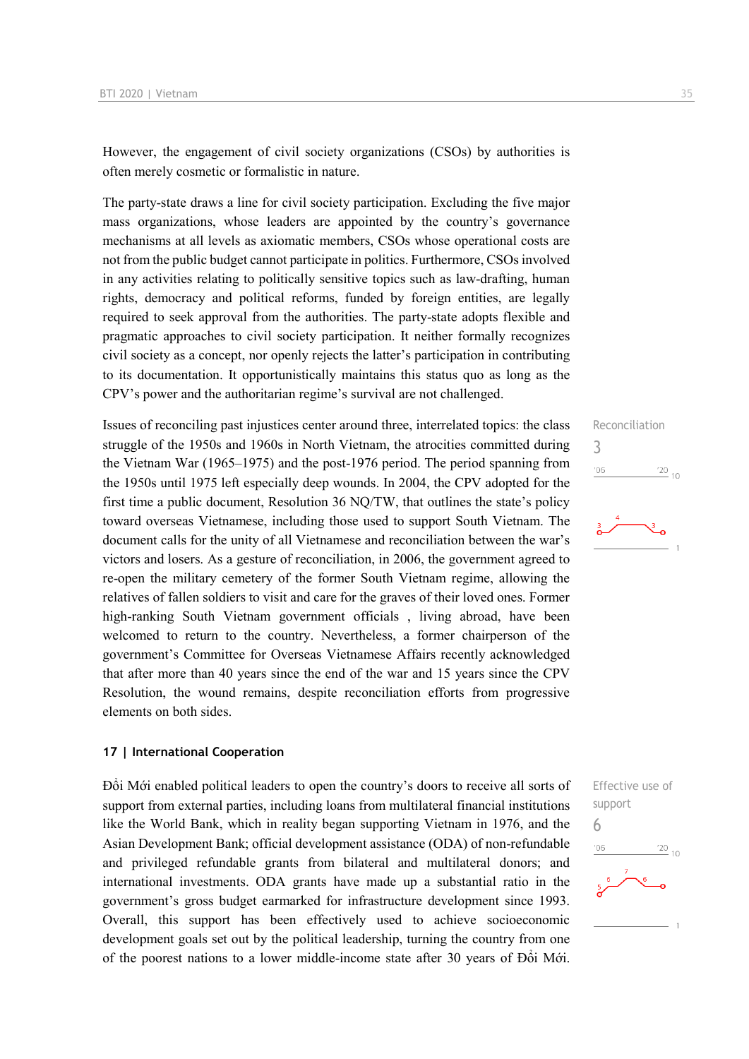However, the engagement of civil society organizations (CSOs) by authorities is often merely cosmetic or formalistic in nature.

The party-state draws a line for civil society participation. Excluding the five major mass organizations, whose leaders are appointed by the country's governance mechanisms at all levels as axiomatic members, CSOs whose operational costs are not from the public budget cannot participate in politics. Furthermore, CSOs involved in any activities relating to politically sensitive topics such as law-drafting, human rights, democracy and political reforms, funded by foreign entities, are legally required to seek approval from the authorities. The party-state adopts flexible and pragmatic approaches to civil society participation. It neither formally recognizes civil society as a concept, nor openly rejects the latter's participation in contributing to its documentation. It opportunistically maintains this status quo as long as the CPV's power and the authoritarian regime's survival are not challenged.

Reconciliation
3

Issues of reconciling past injustices center around three, interrelated topics: the class struggle of the 1950s and 1960s in North Vietnam, the atrocities committed during the Vietnam War (1965–1975) and the post-1976 period. The period spanning from the 1950s until 1975 left especially deep wounds. In 2004, the CPV adopted for the first time a public document, Resolution 36 NQ/TW, that outlines the state's policy toward overseas Vietnamese, including those used to support South Vietnam. The document calls for the unity of all Vietnamese and reconciliation between the war's victors and losers. As a gesture of reconciliation, in 2006, the government agreed to re-open the military cemetery of the former South Vietnam regime, allowing the relatives of fallen soldiers to visit and care for the graves of their loved ones. Former high-ranking South Vietnam government officials , living abroad, have been welcomed to return to the country. Nevertheless, a former chairperson of the government's Committee for Overseas Vietnamese Affairs recently acknowledged that after more than 40 years since the end of the war and 15 years since the CPV Resolution, the wound remains, despite reconciliation efforts from progressive elements on both sides.

## 17 | International Cooperation

Effective use of support
6

Đổi Mới enabled political leaders to open the country's doors to receive all sorts of support from external parties, including loans from multilateral financial institutions like the World Bank, which in reality began supporting Vietnam in 1976, and the Asian Development Bank; official development assistance (ODA) of non-refundable and privileged refundable grants from bilateral and multilateral donors; and international investments. ODA grants have made up a substantial ratio in the government's gross budget earmarked for infrastructure development since 1993. Overall, this support has been effectively used to achieve socioeconomic development goals set out by the political leadership, turning the country from one of the poorest nations to a lower middle-income state after 30 years of Đổi Mới.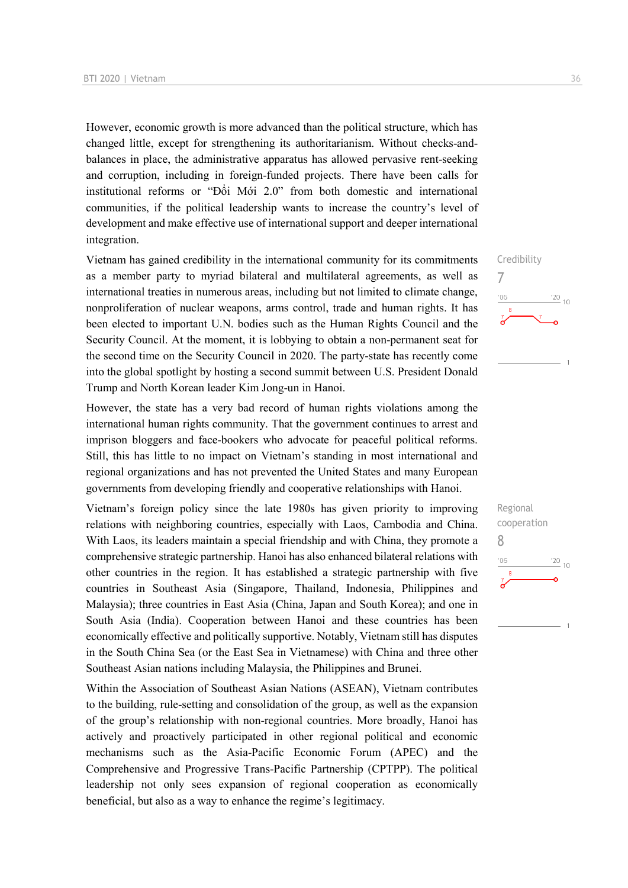However, economic growth is more advanced than the political structure, which has changed little, except for strengthening its authoritarianism. Without checks-and-balances in place, the administrative apparatus has allowed pervasive rent-seeking and corruption, including in foreign-funded projects. There have been calls for institutional reforms or "Đổi Mới 2.0" from both domestic and international communities, if the political leadership wants to increase the country's level of development and make effective use of international support and deeper international integration.

Credibility
7

Vietnam has gained credibility in the international community for its commitments as a member party to myriad bilateral and multilateral agreements, as well as international treaties in numerous areas, including but not limited to climate change, nonproliferation of nuclear weapons, arms control, trade and human rights. It has been elected to important U.N. bodies such as the Human Rights Council and the Security Council. At the moment, it is lobbying to obtain a non-permanent seat for the second time on the Security Council in 2020. The party-state has recently come into the global spotlight by hosting a second summit between U.S. President Donald Trump and North Korean leader Kim Jong-un in Hanoi.

However, the state has a very bad record of human rights violations among the international human rights community. That the government continues to arrest and imprison bloggers and face-bookers who advocate for peaceful political reforms. Still, this has little to no impact on Vietnam's standing in most international and regional organizations and has not prevented the United States and many European governments from developing friendly and cooperative relationships with Hanoi.

Regional cooperation
8

Vietnam's foreign policy since the late 1980s has given priority to improving relations with neighboring countries, especially with Laos, Cambodia and China. With Laos, its leaders maintain a special friendship and with China, they promote a comprehensive strategic partnership. Hanoi has also enhanced bilateral relations with other countries in the region. It has established a strategic partnership with five countries in Southeast Asia (Singapore, Thailand, Indonesia, Philippines and Malaysia); three countries in East Asia (China, Japan and South Korea); and one in South Asia (India). Cooperation between Hanoi and these countries has been economically effective and politically supportive. Notably, Vietnam still has disputes in the South China Sea (or the East Sea in Vietnamese) with China and three other Southeast Asian nations including Malaysia, the Philippines and Brunei.

Within the Association of Southeast Asian Nations (ASEAN), Vietnam contributes to the building, rule-setting and consolidation of the group, as well as the expansion of the group's relationship with non-regional countries. More broadly, Hanoi has actively and proactively participated in other regional political and economic mechanisms such as the Asia-Pacific Economic Forum (APEC) and the Comprehensive and Progressive Trans-Pacific Partnership (CPTPP). The political leadership not only sees expansion of regional cooperation as economically beneficial, but also as a way to enhance the regime's legitimacy.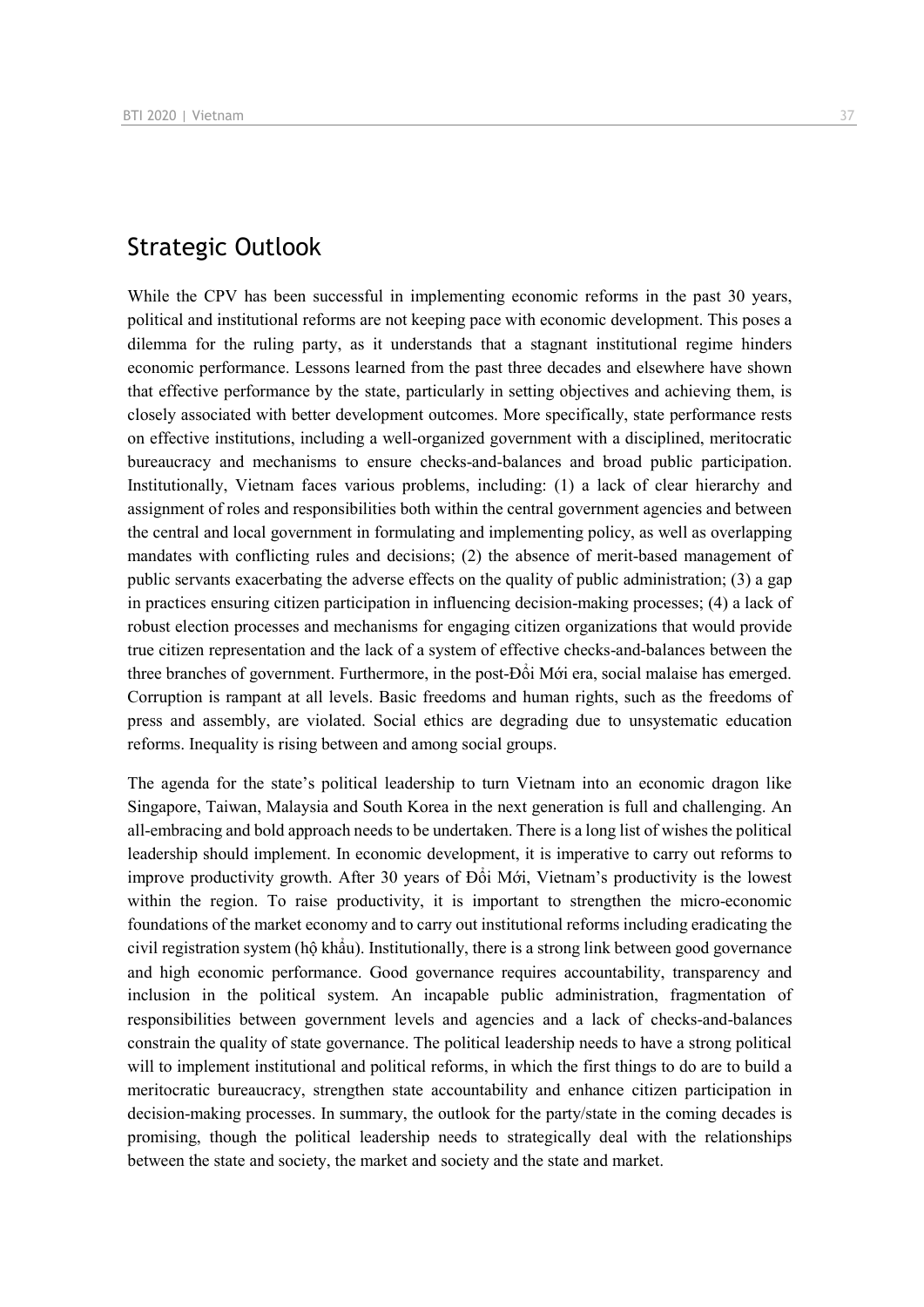## Strategic Outlook

While the CPV has been successful in implementing economic reforms in the past 30 years, political and institutional reforms are not keeping pace with economic development. This poses a dilemma for the ruling party, as it understands that a stagnant institutional regime hinders economic performance. Lessons learned from the past three decades and elsewhere have shown that effective performance by the state, particularly in setting objectives and achieving them, is closely associated with better development outcomes. More specifically, state performance rests on effective institutions, including a well-organized government with a disciplined, meritocratic bureaucracy and mechanisms to ensure checks-and-balances and broad public participation. Institutionally, Vietnam faces various problems, including: (1) a lack of clear hierarchy and assignment of roles and responsibilities both within the central government agencies and between the central and local government in formulating and implementing policy, as well as overlapping mandates with conflicting rules and decisions; (2) the absence of merit-based management of public servants exacerbating the adverse effects on the quality of public administration; (3) a gap in practices ensuring citizen participation in influencing decision-making processes; (4) a lack of robust election processes and mechanisms for engaging citizen organizations that would provide true citizen representation and the lack of a system of effective checks-and-balances between the three branches of government. Furthermore, in the post-Đổi Mới era, social malaise has emerged. Corruption is rampant at all levels. Basic freedoms and human rights, such as the freedoms of press and assembly, are violated. Social ethics are degrading due to unsystematic education reforms. Inequality is rising between and among social groups.

The agenda for the state's political leadership to turn Vietnam into an economic dragon like Singapore, Taiwan, Malaysia and South Korea in the next generation is full and challenging. An all-embracing and bold approach needs to be undertaken. There is a long list of wishes the political leadership should implement. In economic development, it is imperative to carry out reforms to improve productivity growth. After 30 years of Đổi Mới, Vietnam's productivity is the lowest within the region. To raise productivity, it is important to strengthen the micro-economic foundations of the market economy and to carry out institutional reforms including eradicating the civil registration system (hộ khẩu). Institutionally, there is a strong link between good governance and high economic performance. Good governance requires accountability, transparency and inclusion in the political system. An incapable public administration, fragmentation of responsibilities between government levels and agencies and a lack of checks-and-balances constrain the quality of state governance. The political leadership needs to have a strong political will to implement institutional and political reforms, in which the first things to do are to build a meritocratic bureaucracy, strengthen state accountability and enhance citizen participation in decision-making processes. In summary, the outlook for the party/state in the coming decades is promising, though the political leadership needs to strategically deal with the relationships between the state and society, the market and society and the state and market.